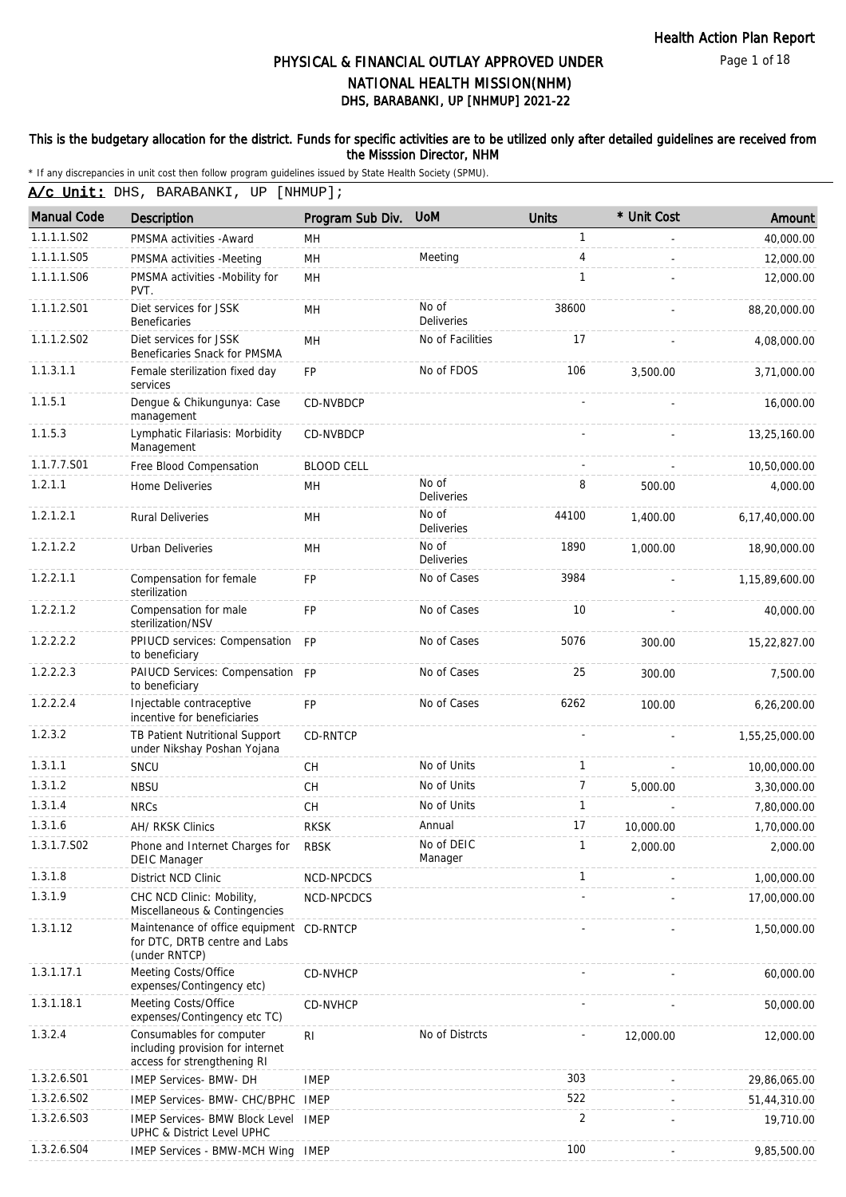Health Action Plan Report

# PHYSICAL & FINANCIAL OUTLAY APPROVED UNDER NATIONAL HEALTH MISSION(NHM)

## DHS, BARABANKI, UP [NHMUP] 2021-22

**This is the budgetary allocation for the district. Funds for specific activities are to be utilized only after detailed guidelines are received from the Misssion Director, NHM**

* If any discrepancies in unit cost then follow program guidelines issued by State Health Society (SPMU).

**A/c Unit:** DHS, BARABANKI, UP [NHMUP];

| Manual Code | Description | Program Sub Div. | UoM | Units | * Unit Cost | Amount |
|---|---|---|---|---|---|---|
| 1.1.1.1.S02 | PMSMA activities -Award | MH | | 1 | - | 40,000.00 |
| 1.1.1.1.S05 | PMSMA activities -Meeting | MH | Meeting | 4 | - | 12,000.00 |
| 1.1.1.1.S06 | PMSMA activities -Mobility for PVT. | MH | | 1 | - | 12,000.00 |
| 1.1.1.2.S01 | Diet services for JSSK Beneficaries | MH | No of Deliveries | 38600 | - | 88,20,000.00 |
| 1.1.1.2.S02 | Diet services for JSSK Beneficaries Snack for PMSMA | MH | No of Facilities | 17 | - | 4,08,000.00 |
| 1.1.3.1.1 | Female sterilization fixed day services | FP | No of FDOS | 106 | 3,500.00 | 3,71,000.00 |
| 1.1.5.1 | Dengue & Chikungunya: Case management | CD-NVBDCP | | - | - | 16,000.00 |
| 1.1.5.3 | Lymphatic Filariasis: Morbidity Management | CD-NVBDCP | | - | - | 13,25,160.00 |
| 1.1.7.7.S01 | Free Blood Compensation | BLOOD CELL | | - | - | 10,50,000.00 |
| 1.2.1.1 | Home Deliveries | MH | No of Deliveries | 8 | 500.00 | 4,000.00 |
| 1.2.1.2.1 | Rural Deliveries | MH | No of Deliveries | 44100 | 1,400.00 | 6,17,40,000.00 |
| 1.2.1.2.2 | Urban Deliveries | MH | No of Deliveries | 1890 | 1,000.00 | 18,90,000.00 |
| 1.2.2.1.1 | Compensation for female sterilization | FP | No of Cases | 3984 | - | 1,15,89,600.00 |
| 1.2.2.1.2 | Compensation for male sterilization/NSV | FP | No of Cases | 10 | - | 40,000.00 |
| 1.2.2.2.2 | PPIUCD services: Compensation to beneficiary | FP | No of Cases | 5076 | 300.00 | 15,22,827.00 |
| 1.2.2.2.3 | PAIUCD Services: Compensation to beneficiary | FP | No of Cases | 25 | 300.00 | 7,500.00 |
| 1.2.2.2.4 | Injectable contraceptive incentive for beneficiaries | FP | No of Cases | 6262 | 100.00 | 6,26,200.00 |
| 1.2.3.2 | TB Patient Nutritional Support under Nikshay Poshan Yojana | CD-RNTCP | | - | - | 1,55,25,000.00 |
| 1.3.1.1 | SNCU | CH | No of Units | 1 | - | 10,00,000.00 |
| 1.3.1.2 | NBSU | CH | No of Units | 7 | 5,000.00 | 3,30,000.00 |
| 1.3.1.4 | NRCs | CH | No of Units | 1 | - | 7,80,000.00 |
| 1.3.1.6 | AH/ RKSK Clinics | RKSK | Annual | 17 | 10,000.00 | 1,70,000.00 |
| 1.3.1.7.S02 | Phone and Internet Charges for DEIC Manager | RBSK | No of DEIC Manager | 1 | 2,000.00 | 2,000.00 |
| 1.3.1.8 | District NCD Clinic | NCD-NPCDCS | | 1 | - | 1,00,000.00 |
| 1.3.1.9 | CHC NCD Clinic: Mobility, Miscellaneous & Contingencies | NCD-NPCDCS | | - | - | 17,00,000.00 |
| 1.3.1.12 | Maintenance of office equipment for DTC, DRTB centre and Labs (under RNTCP) | CD-RNTCP | | - | - | 1,50,000.00 |
| 1.3.1.17.1 | Meeting Costs/Office expenses/Contingency etc) | CD-NVHCP | | - | - | 60,000.00 |
| 1.3.1.18.1 | Meeting Costs/Office expenses/Contingency etc TC) | CD-NVHCP | | - | - | 50,000.00 |
| 1.3.2.4 | Consumables for computer including provision for internet access for strengthening RI | RI | No of Distrcts | - | 12,000.00 | 12,000.00 |
| 1.3.2.6.S01 | IMEP Services- BMW- DH | IMEP | | 303 | - | 29,86,065.00 |
| 1.3.2.6.S02 | IMEP Services- BMW- CHC/BPHC | IMEP | | 522 | - | 51,44,310.00 |
| 1.3.2.6.S03 | IMEP Services- BMW Block Level UPHC & District Level UPHC | IMEP | | 2 | - | 19,710.00 |
| 1.3.2.6.S04 | IMEP Services - BMW-MCH Wing | IMEP | | 100 | - | 9,85,500.00 |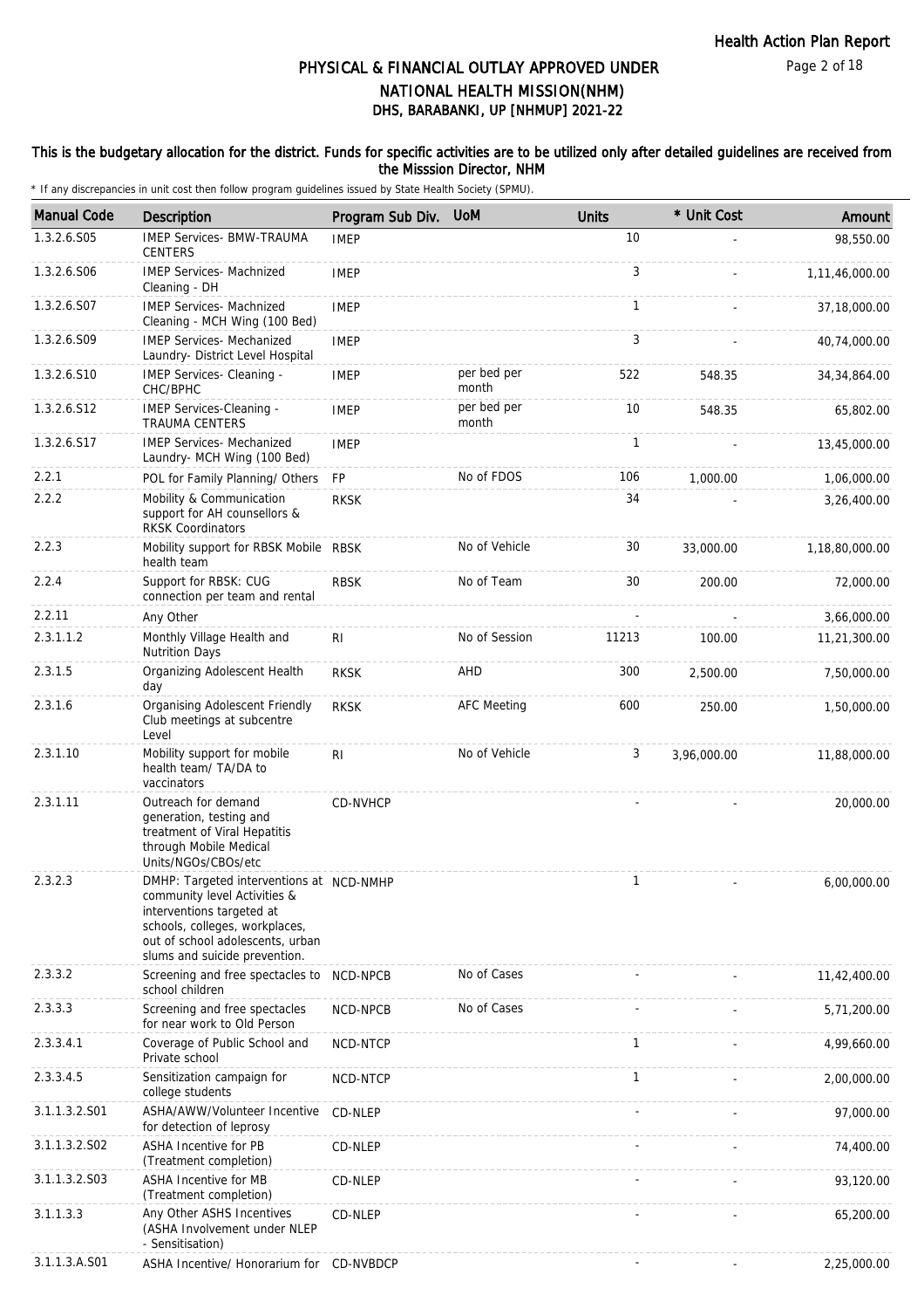# PHYSICAL & FINANCIAL OUTLAY APPROVED UNDER NATIONAL HEALTH MISSION(NHM)

## DHS, BARABANKI, UP [NHMUP] 2021-22

**This is the budgetary allocation for the district. Funds for specific activities are to be utilized only after detailed guidelines are received from the Misssion Director, NHM**

\* If any discrepancies in unit cost then follow program guidelines issued by State Health Society (SPMU).

| Manual Code | Description | Program Sub Div. | UoM | Units | * Unit Cost | Amount |
|---|---|---|---|---|---|---|
| 1.3.2.6.S05 | IMEP Services- BMW-TRAUMA CENTERS | IMEP | | 10 | - | 98,550.00 |
| 1.3.2.6.S06 | IMEP Services- Machnized Cleaning - DH | IMEP | | 3 | - | 1,11,46,000.00 |
| 1.3.2.6.S07 | IMEP Services- Machnized Cleaning - MCH Wing (100 Bed) | IMEP | | 1 | - | 37,18,000.00 |
| 1.3.2.6.S09 | IMEP Services- Mechanized Laundry- District Level Hospital | IMEP | | 3 | - | 40,74,000.00 |
| 1.3.2.6.S10 | IMEP Services- Cleaning - CHC/BPHC | IMEP | per bed per month | 522 | 548.35 | 34,34,864.00 |
| 1.3.2.6.S12 | IMEP Services-Cleaning - TRAUMA CENTERS | IMEP | per bed per month | 10 | 548.35 | 65,802.00 |
| 1.3.2.6.S17 | IMEP Services- Mechanized Laundry- MCH Wing (100 Bed) | IMEP | | 1 | - | 13,45,000.00 |
| 2.2.1 | POL for Family Planning/ Others | FP | No of FDOS | 106 | 1,000.00 | 1,06,000.00 |
| 2.2.2 | Mobility & Communication support for AH counsellors & RKSK Coordinators | RKSK | | 34 | - | 3,26,400.00 |
| 2.2.3 | Mobility support for RBSK Mobile health team | RBSK | No of Vehicle | 30 | 33,000.00 | 1,18,80,000.00 |
| 2.2.4 | Support for RBSK: CUG connection per team and rental | RBSK | No of Team | 30 | 200.00 | 72,000.00 |
| 2.2.11 | Any Other | | | - | - | 3,66,000.00 |
| 2.3.1.1.2 | Monthly Village Health and Nutrition Days | RI | No of Session | 11213 | 100.00 | 11,21,300.00 |
| 2.3.1.5 | Organizing Adolescent Health day | RKSK | AHD | 300 | 2,500.00 | 7,50,000.00 |
| 2.3.1.6 | Organising Adolescent Friendly Club meetings at subcentre Level | RKSK | AFC Meeting | 600 | 250.00 | 1,50,000.00 |
| 2.3.1.10 | Mobility support for mobile health team/ TA/DA to vaccinators | RI | No of Vehicle | 3 | 3,96,000.00 | 11,88,000.00 |
| 2.3.1.11 | Outreach for demand generation, testing and treatment of Viral Hepatitis through Mobile Medical Units/NGOs/CBOs/etc | CD-NVHCP | | - | - | 20,000.00 |
| 2.3.2.3 | DMHP: Targeted interventions at community level Activities & interventions targeted at schools, colleges, workplaces, out of school adolescents, urban slums and suicide prevention. | NCD-NMHP | | 1 | - | 6,00,000.00 |
| 2.3.3.2 | Screening and free spectacles to school children | NCD-NPCB | No of Cases | - | - | 11,42,400.00 |
| 2.3.3.3 | Screening and free spectacles for near work to Old Person | NCD-NPCB | No of Cases | - | - | 5,71,200.00 |
| 2.3.3.4.1 | Coverage of Public School and Private school | NCD-NTCP | | 1 | - | 4,99,660.00 |
| 2.3.3.4.5 | Sensitization campaign for college students | NCD-NTCP | | 1 | - | 2,00,000.00 |
| 3.1.1.3.2.S01 | ASHA/AWW/Volunteer Incentive for detection of leprosy | CD-NLEP | | - | - | 97,000.00 |
| 3.1.1.3.2.S02 | ASHA Incentive for PB (Treatment completion) | CD-NLEP | | - | - | 74,400.00 |
| 3.1.1.3.2.S03 | ASHA Incentive for MB (Treatment completion) | CD-NLEP | | - | - | 93,120.00 |
| 3.1.1.3.3 | Any Other ASHS Incentives (ASHA Involvement under NLEP - Sensitisation) | CD-NLEP | | - | - | 65,200.00 |
| 3.1.1.3.A.S01 | ASHA Incentive/ Honorarium for | CD-NVBDCP | | - | - | 2,25,000.00 |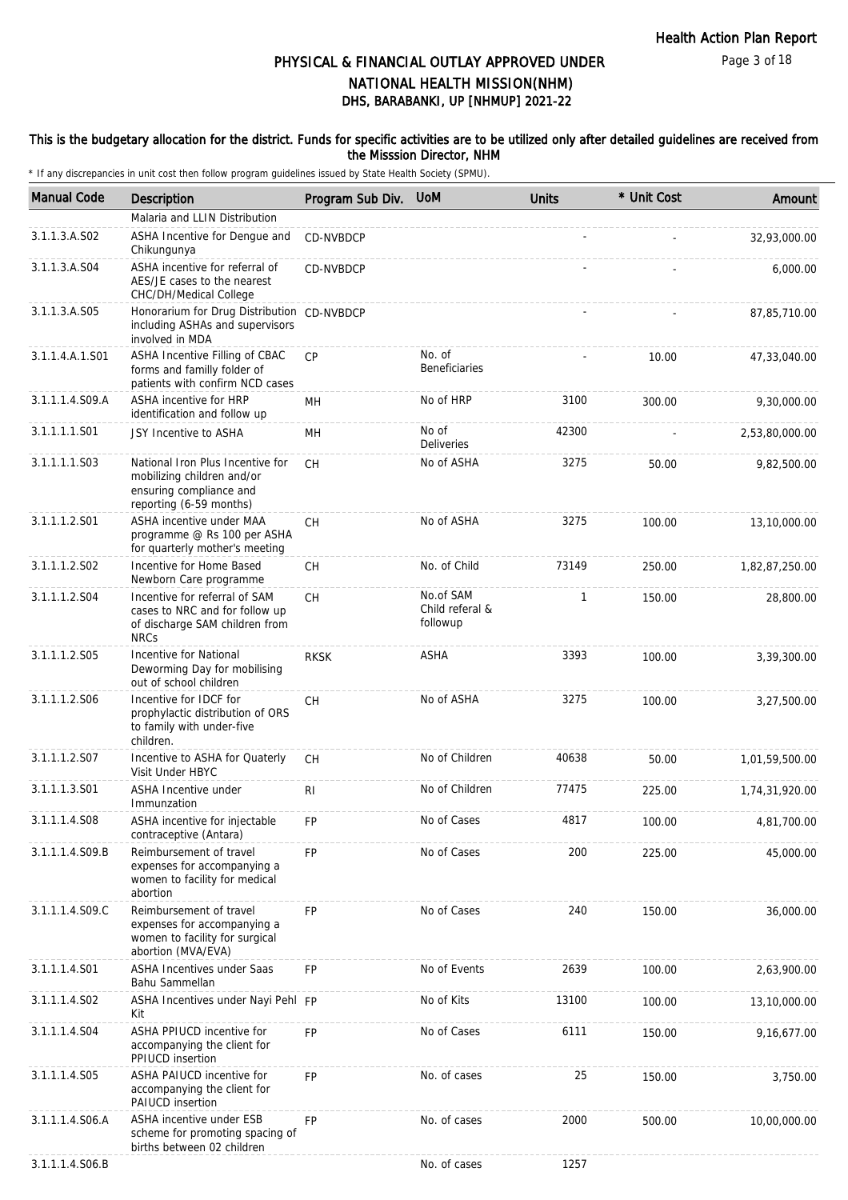# PHYSICAL & FINANCIAL OUTLAY APPROVED UNDER NATIONAL HEALTH MISSION(NHM)

## DHS, BARABANKI, UP [NHMUP] 2021-22

**This is the budgetary allocation for the district. Funds for specific activities are to be utilized only after detailed guidelines are received from the Misssion Director, NHM**

\* If any discrepancies in unit cost then follow program guidelines issued by State Health Society (SPMU).

| Manual Code | Description | Program Sub Div. | UoM | Units | * Unit Cost | Amount |
|---|---|---|---|---|---|---|
| | Malaria and LLIN Distribution | | | | | |
| 3.1.1.3.A.S02 | ASHA Incentive for Dengue and Chikungunya | CD-NVBDCP | | - | - | 32,93,000.00 |
| 3.1.1.3.A.S04 | ASHA incentive for referral of AES/JE cases to the nearest CHC/DH/Medical College | CD-NVBDCP | | - | - | 6,000.00 |
| 3.1.1.3.A.S05 | Honorarium for Drug Distribution including ASHAs and supervisors involved in MDA | CD-NVBDCP | | - | - | 87,85,710.00 |
| 3.1.1.4.A.1.S01 | ASHA Incentive Filling of CBAC forms and familly folder of patients with confirm NCD cases | CP | No. of Beneficiaries | - | 10.00 | 47,33,040.00 |
| 3.1.1.1.4.S09.A | ASHA incentive for HRP identification and follow up | MH | No of HRP | 3100 | 300.00 | 9,30,000.00 |
| 3.1.1.1.1.S01 | JSY Incentive to ASHA | MH | No of Deliveries | 42300 | - | 2,53,80,000.00 |
| 3.1.1.1.1.S03 | National Iron Plus Incentive for mobilizing children and/or ensuring compliance and reporting (6-59 months) | CH | No of ASHA | 3275 | 50.00 | 9,82,500.00 |
| 3.1.1.1.2.S01 | ASHA incentive under MAA programme @ Rs 100 per ASHA for quarterly mother's meeting | CH | No of ASHA | 3275 | 100.00 | 13,10,000.00 |
| 3.1.1.1.2.S02 | Incentive for Home Based Newborn Care programme | CH | No. of Child | 73149 | 250.00 | 1,82,87,250.00 |
| 3.1.1.1.2.S04 | Incentive for referral of SAM cases to NRC and for follow up of discharge SAM children from NRCs | CH | No.of SAM Child referal & followup | 1 | 150.00 | 28,800.00 |
| 3.1.1.1.2.S05 | Incentive for National Deworming Day for mobilising out of school children | RKSK | ASHA | 3393 | 100.00 | 3,39,300.00 |
| 3.1.1.1.2.S06 | Incentive for IDCF for prophylactic distribution of ORS to family with under-five children. | CH | No of ASHA | 3275 | 100.00 | 3,27,500.00 |
| 3.1.1.1.2.S07 | Incentive to ASHA for Quaterly Visit Under HBYC | CH | No of Children | 40638 | 50.00 | 1,01,59,500.00 |
| 3.1.1.1.3.S01 | ASHA Incentive under Immunzation | RI | No of Children | 77475 | 225.00 | 1,74,31,920.00 |
| 3.1.1.1.4.S08 | ASHA incentive for injectable contraceptive (Antara) | FP | No of Cases | 4817 | 100.00 | 4,81,700.00 |
| 3.1.1.1.4.S09.B | Reimbursement of travel expenses for accompanying a women to facility for medical abortion | FP | No of Cases | 200 | 225.00 | 45,000.00 |
| 3.1.1.1.4.S09.C | Reimbursement of travel expenses for accompanying a women to facility for surgical abortion (MVA/EVA) | FP | No of Cases | 240 | 150.00 | 36,000.00 |
| 3.1.1.1.4.S01 | ASHA Incentives under Saas Bahu Sammellan | FP | No of Events | 2639 | 100.00 | 2,63,900.00 |
| 3.1.1.1.4.S02 | ASHA Incentives under Nayi Pehl Kit | FP | No of Kits | 13100 | 100.00 | 13,10,000.00 |
| 3.1.1.1.4.S04 | ASHA PPIUCD incentive for accompanying the client for PPIUCD insertion | FP | No of Cases | 6111 | 150.00 | 9,16,677.00 |
| 3.1.1.1.4.S05 | ASHA PAIUCD incentive for accompanying the client for PAIUCD insertion | FP | No. of cases | 25 | 150.00 | 3,750.00 |
| 3.1.1.1.4.S06.A | ASHA incentive under ESB scheme for promoting spacing of births between 02 children | FP | No. of cases | 2000 | 500.00 | 10,00,000.00 |
| 3.1.1.1.4.S06.B | | | No. of cases | 1257 | | |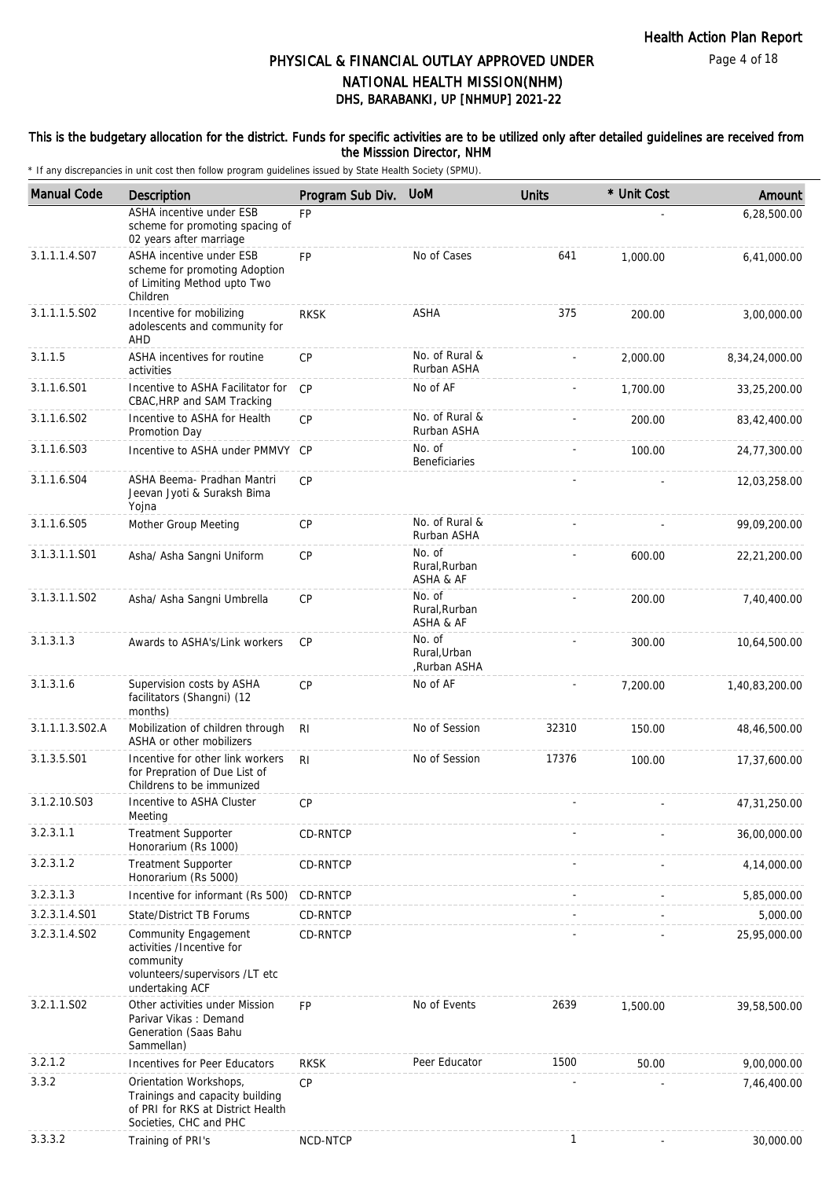# PHYSICAL & FINANCIAL OUTLAY APPROVED UNDER NATIONAL HEALTH MISSION(NHM)
## DHS, BARABANKI, UP [NHMUP] 2021-22

**This is the budgetary allocation for the district. Funds for specific activities are to be utilized only after detailed guidelines are received from the Misssion Director, NHM**

\* If any discrepancies in unit cost then follow program guidelines issued by State Health Society (SPMU).

| Manual Code | Description | Program Sub Div. | UoM | Units | * Unit Cost | Amount |
|---|---|---|---|---|---|---|
| | ASHA incentive under ESB scheme for promoting spacing of 02 years after marriage | FP | | | - | 6,28,500.00 |
| 3.1.1.1.4.S07 | ASHA incentive under ESB scheme for promoting Adoption of Limiting Method upto Two Children | FP | No of Cases | 641 | 1,000.00 | 6,41,000.00 |
| 3.1.1.1.5.S02 | Incentive for mobilizing adolescents and community for AHD | RKSK | ASHA | 375 | 200.00 | 3,00,000.00 |
| 3.1.1.5 | ASHA incentives for routine activities | CP | No. of Rural & Rurban ASHA | - | 2,000.00 | 8,34,24,000.00 |
| 3.1.1.6.S01 | Incentive to ASHA Facilitator for CBAC,HRP and SAM Tracking | CP | No of AF | - | 1,700.00 | 33,25,200.00 |
| 3.1.1.6.S02 | Incentive to ASHA for Health Promotion Day | CP | No. of Rural & Rurban ASHA | - | 200.00 | 83,42,400.00 |
| 3.1.1.6.S03 | Incentive to ASHA under PMMVY | CP | No. of Beneficiaries | - | 100.00 | 24,77,300.00 |
| 3.1.1.6.S04 | ASHA Beema- Pradhan Mantri Jeevan Jyoti & Suraksh Bima Yojna | CP | | - | - | 12,03,258.00 |
| 3.1.1.6.S05 | Mother Group Meeting | CP | No. of Rural & Rurban ASHA | - | - | 99,09,200.00 |
| 3.1.3.1.1.S01 | Asha/ Asha Sangni Uniform | CP | No. of Rural,Rurban ASHA & AF | - | 600.00 | 22,21,200.00 |
| 3.1.3.1.1.S02 | Asha/ Asha Sangni Umbrella | CP | No. of Rural,Rurban ASHA & AF | - | 200.00 | 7,40,400.00 |
| 3.1.3.1.3 | Awards to ASHA's/Link workers | CP | No. of Rural,Urban ,Rurban ASHA | - | 300.00 | 10,64,500.00 |
| 3.1.3.1.6 | Supervision costs by ASHA facilitators (Shangni) (12 months) | CP | No of AF | - | 7,200.00 | 1,40,83,200.00 |
| 3.1.1.1.3.S02.A | Mobilization of children through ASHA or other mobilizers | RI | No of Session | 32310 | 150.00 | 48,46,500.00 |
| 3.1.3.5.S01 | Incentive for other link workers for Prepration of Due List of Childrens to be immunized | RI | No of Session | 17376 | 100.00 | 17,37,600.00 |
| 3.1.2.10.S03 | Incentive to ASHA Cluster Meeting | CP | | - | - | 47,31,250.00 |
| 3.2.3.1.1 | Treatment Supporter Honorarium (Rs 1000) | CD-RNTCP | | - | - | 36,00,000.00 |
| 3.2.3.1.2 | Treatment Supporter Honorarium (Rs 5000) | CD-RNTCP | | - | - | 4,14,000.00 |
| 3.2.3.1.3 | Incentive for informant (Rs 500) | CD-RNTCP | | - | - | 5,85,000.00 |
| 3.2.3.1.4.S01 | State/District TB Forums | CD-RNTCP | | - | - | 5,000.00 |
| 3.2.3.1.4.S02 | Community Engagement activities /Incentive for community volunteers/supervisors /LT etc undertaking ACF | CD-RNTCP | | - | - | 25,95,000.00 |
| 3.2.1.1.S02 | Other activities under Mission Parivar Vikas : Demand Generation (Saas Bahu Sammellan) | FP | No of Events | 2639 | 1,500.00 | 39,58,500.00 |
| 3.2.1.2 | Incentives for Peer Educators | RKSK | Peer Educator | 1500 | 50.00 | 9,00,000.00 |
| 3.3.2 | Orientation Workshops, Trainings and capacity building of PRI for RKS at District Health Societies, CHC and PHC | CP | | - | - | 7,46,400.00 |
| 3.3.3.2 | Training of PRI's | NCD-NTCP | | 1 | - | 30,000.00 |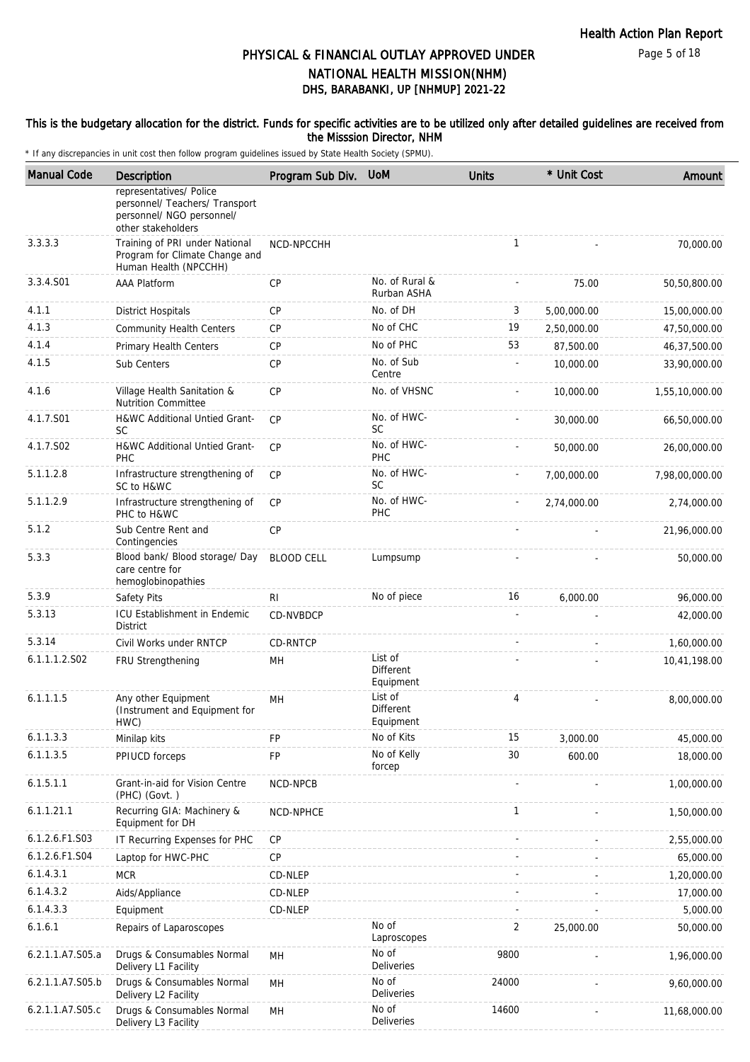# PHYSICAL & FINANCIAL OUTLAY APPROVED UNDER NATIONAL HEALTH MISSION(NHM)

## DHS, BARABANKI, UP [NHMUP] 2021-22

**This is the budgetary allocation for the district. Funds for specific activities are to be utilized only after detailed guidelines are received from the Misssion Director, NHM**

\* If any discrepancies in unit cost then follow program guidelines issued by State Health Society (SPMU).

| Manual Code | Description | Program Sub Div. | UoM | Units | * Unit Cost | Amount |
|---|---|---|---|---|---|---|
| | representatives/ Police personnel/ Teachers/ Transport personnel/ NGO personnel/ other stakeholders | | | | | |
| 3.3.3.3 | Training of PRI under National Program for Climate Change and Human Health (NPCCHH) | NCD-NPCCHH | | 1 | - | 70,000.00 |
| 3.3.4.S01 | AAA Platform | CP | No. of Rural & Rurban ASHA | - | 75.00 | 50,50,800.00 |
| 4.1.1 | District Hospitals | CP | No. of DH | 3 | 5,00,000.00 | 15,00,000.00 |
| 4.1.3 | Community Health Centers | CP | No of CHC | 19 | 2,50,000.00 | 47,50,000.00 |
| 4.1.4 | Primary Health Centers | CP | No of PHC | 53 | 87,500.00 | 46,37,500.00 |
| 4.1.5 | Sub Centers | CP | No. of Sub Centre | - | 10,000.00 | 33,90,000.00 |
| 4.1.6 | Village Health Sanitation & Nutrition Committee | CP | No. of VHSNC | - | 10,000.00 | 1,55,10,000.00 |
| 4.1.7.S01 | H&WC Additional Untied Grant-SC | CP | No. of HWC-SC | - | 30,000.00 | 66,50,000.00 |
| 4.1.7.S02 | H&WC Additional Untied Grant-PHC | CP | No. of HWC-PHC | - | 50,000.00 | 26,00,000.00 |
| 5.1.1.2.8 | Infrastructure strengthening of SC to H&WC | CP | No. of HWC-SC | - | 7,00,000.00 | 7,98,00,000.00 |
| 5.1.1.2.9 | Infrastructure strengthening of PHC to H&WC | CP | No. of HWC-PHC | - | 2,74,000.00 | 2,74,000.00 |
| 5.1.2 | Sub Centre Rent and Contingencies | CP | | - | - | 21,96,000.00 |
| 5.3.3 | Blood bank/ Blood storage/ Day care centre for hemoglobinopathies | BLOOD CELL | Lumpsump | - | - | 50,000.00 |
| 5.3.9 | Safety Pits | RI | No of piece | 16 | 6,000.00 | 96,000.00 |
| 5.3.13 | ICU Establishment in Endemic District | CD-NVBDCP | | - | - | 42,000.00 |
| 5.3.14 | Civil Works under RNTCP | CD-RNTCP | | - | - | 1,60,000.00 |
| 6.1.1.1.2.S02 | FRU Strengthening | MH | List of Different Equipment | - | - | 10,41,198.00 |
| 6.1.1.1.5 | Any other Equipment (Instrument and Equipment for HWC) | MH | List of Different Equipment | 4 | - | 8,00,000.00 |
| 6.1.1.3.3 | Minilap kits | FP | No of Kits | 15 | 3,000.00 | 45,000.00 |
| 6.1.1.3.5 | PPIUCD forceps | FP | No of Kelly forcep | 30 | 600.00 | 18,000.00 |
| 6.1.5.1.1 | Grant-in-aid for Vision Centre (PHC) (Govt. ) | NCD-NPCB | | - | - | 1,00,000.00 |
| 6.1.1.21.1 | Recurring GIA: Machinery & Equipment for DH | NCD-NPHCE | | 1 | - | 1,50,000.00 |
| 6.1.2.6.F1.S03 | IT Recurring Expenses for PHC | CP | | - | - | 2,55,000.00 |
| 6.1.2.6.F1.S04 | Laptop for HWC-PHC | CP | | - | - | 65,000.00 |
| 6.1.4.3.1 | MCR | CD-NLEP | | - | - | 1,20,000.00 |
| 6.1.4.3.2 | Aids/Appliance | CD-NLEP | | - | - | 17,000.00 |
| 6.1.4.3.3 | Equipment | CD-NLEP | | - | - | 5,000.00 |
| 6.1.6.1 | Repairs of Laparoscopes | | No of Laproscopes | 2 | 25,000.00 | 50,000.00 |
| 6.2.1.1.A7.S05.a | Drugs & Consumables Normal Delivery L1 Facility | MH | No of Deliveries | 9800 | - | 1,96,000.00 |
| 6.2.1.1.A7.S05.b | Drugs & Consumables Normal Delivery L2 Facility | MH | No of Deliveries | 24000 | - | 9,60,000.00 |
| 6.2.1.1.A7.S05.c | Drugs & Consumables Normal Delivery L3 Facility | MH | No of Deliveries | 14600 | - | 11,68,000.00 |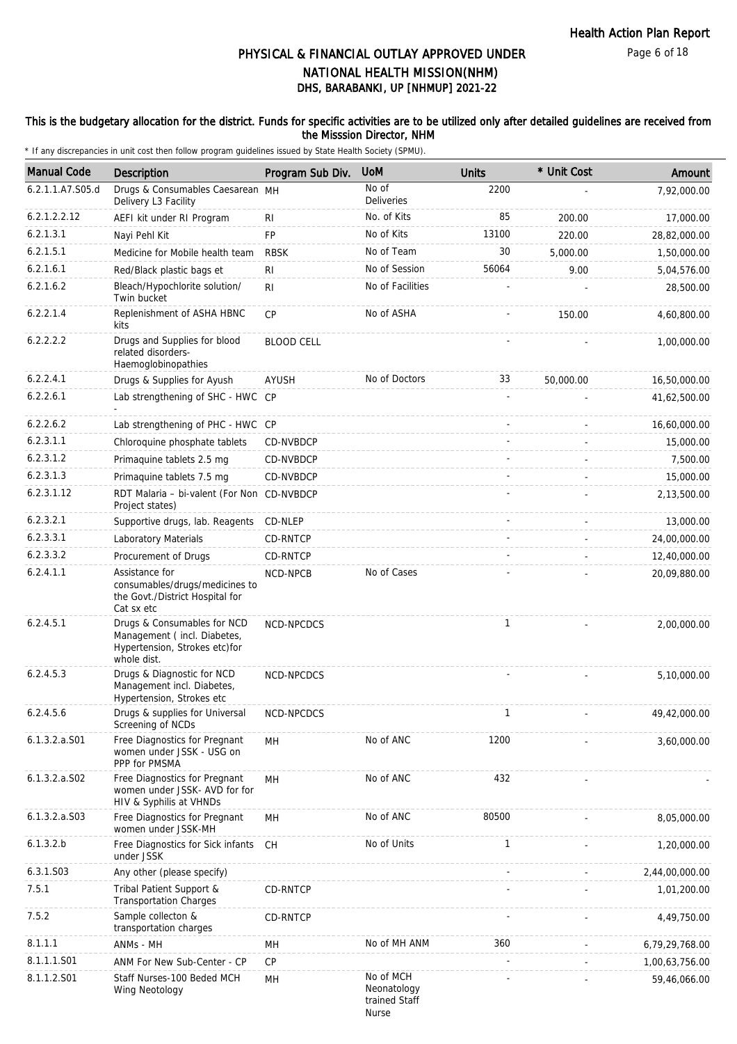# PHYSICAL & FINANCIAL OUTLAY APPROVED UNDER NATIONAL HEALTH MISSION(NHM)
## DHS, BARABANKI, UP [NHMUP] 2021-22

### This is the budgetary allocation for the district. Funds for specific activities are to be utilized only after detailed guidelines are received from the Misssion Director, NHM

\* If any discrepancies in unit cost then follow program guidelines issued by State Health Society (SPMU).

| Manual Code | Description | Program Sub Div. | UoM | Units | * Unit Cost | Amount |
|---|---|---|---|---|---|---|
| 6.2.1.1.A7.S05.d | Drugs & Consumables Caesarean Delivery L3 Facility | MH | No of Deliveries | 2200 | - | 7,92,000.00 |
| 6.2.1.2.2.12 | AEFI kit under RI Program | RI | No. of Kits | 85 | 200.00 | 17,000.00 |
| 6.2.1.3.1 | Nayi Pehl Kit | FP | No of Kits | 13100 | 220.00 | 28,82,000.00 |
| 6.2.1.5.1 | Medicine for Mobile health team | RBSK | No of Team | 30 | 5,000.00 | 1,50,000.00 |
| 6.2.1.6.1 | Red/Black plastic bags et | RI | No of Session | 56064 | 9.00 | 5,04,576.00 |
| 6.2.1.6.2 | Bleach/Hypochlorite solution/ Twin bucket | RI | No of Facilities | - | - | 28,500.00 |
| 6.2.2.1.4 | Replenishment of ASHA HBNC kits | CP | No of ASHA | - | 150.00 | 4,60,800.00 |
| 6.2.2.2.2 | Drugs and Supplies for blood related disorders- Haemoglobinopathies | BLOOD CELL | | - | - | 1,00,000.00 |
| 6.2.2.4.1 | Drugs & Supplies for Ayush | AYUSH | No of Doctors | 33 | 50,000.00 | 16,50,000.00 |
| 6.2.2.6.1 | Lab strengthening of SHC - HWC - | CP | | - | - | 41,62,500.00 |
| 6.2.2.6.2 | Lab strengthening of PHC - HWC | CP | | - | - | 16,60,000.00 |
| 6.2.3.1.1 | Chloroquine phosphate tablets | CD-NVBDCP | | - | - | 15,000.00 |
| 6.2.3.1.2 | Primaquine tablets 2.5 mg | CD-NVBDCP | | - | - | 7,500.00 |
| 6.2.3.1.3 | Primaquine tablets 7.5 mg | CD-NVBDCP | | - | - | 15,000.00 |
| 6.2.3.1.12 | RDT Malaria – bi-valent (For Non Project states) | CD-NVBDCP | | - | - | 2,13,500.00 |
| 6.2.3.2.1 | Supportive drugs, lab. Reagents | CD-NLEP | | - | - | 13,000.00 |
| 6.2.3.3.1 | Laboratory Materials | CD-RNTCP | | - | - | 24,00,000.00 |
| 6.2.3.3.2 | Procurement of Drugs | CD-RNTCP | | - | - | 12,40,000.00 |
| 6.2.4.1.1 | Assistance for consumables/drugs/medicines to the Govt./District Hospital for Cat sx etc | NCD-NPCB | No of Cases | - | - | 20,09,880.00 |
| 6.2.4.5.1 | Drugs & Consumables for NCD Management ( incl. Diabetes, Hypertension, Strokes etc)for whole dist. | NCD-NPCDCS | | 1 | - | 2,00,000.00 |
| 6.2.4.5.3 | Drugs & Diagnostic for NCD Management incl. Diabetes, Hypertension, Strokes etc | NCD-NPCDCS | | - | - | 5,10,000.00 |
| 6.2.4.5.6 | Drugs & supplies for Universal Screening of NCDs | NCD-NPCDCS | | 1 | - | 49,42,000.00 |
| 6.1.3.2.a.S01 | Free Diagnostics for Pregnant women under JSSK - USG on PPP for PMSMA | MH | No of ANC | 1200 | - | 3,60,000.00 |
| 6.1.3.2.a.S02 | Free Diagnostics for Pregnant women under JSSK- AVD for for HIV & Syphilis at VHNDs | MH | No of ANC | 432 | - | - |
| 6.1.3.2.a.S03 | Free Diagnostics for Pregnant women under JSSK-MH | MH | No of ANC | 80500 | - | 8,05,000.00 |
| 6.1.3.2.b | Free Diagnostics for Sick infants under JSSK | CH | No of Units | 1 | - | 1,20,000.00 |
| 6.3.1.S03 | Any other (please specify) | | | - | - | 2,44,00,000.00 |
| 7.5.1 | Tribal Patient Support & Transportation Charges | CD-RNTCP | | - | - | 1,01,200.00 |
| 7.5.2 | Sample collecton & transportation charges | CD-RNTCP | | - | - | 4,49,750.00 |
| 8.1.1.1 | ANMs - MH | MH | No of MH ANM | 360 | - | 6,79,29,768.00 |
| 8.1.1.1.S01 | ANM For New Sub-Center - CP | CP | | - | - | 1,00,63,756.00 |
| 8.1.1.2.S01 | Staff Nurses-100 Beded MCH Wing Neotology | MH | No of MCH Neonatology trained Staff Nurse | - | - | 59,46,066.00 |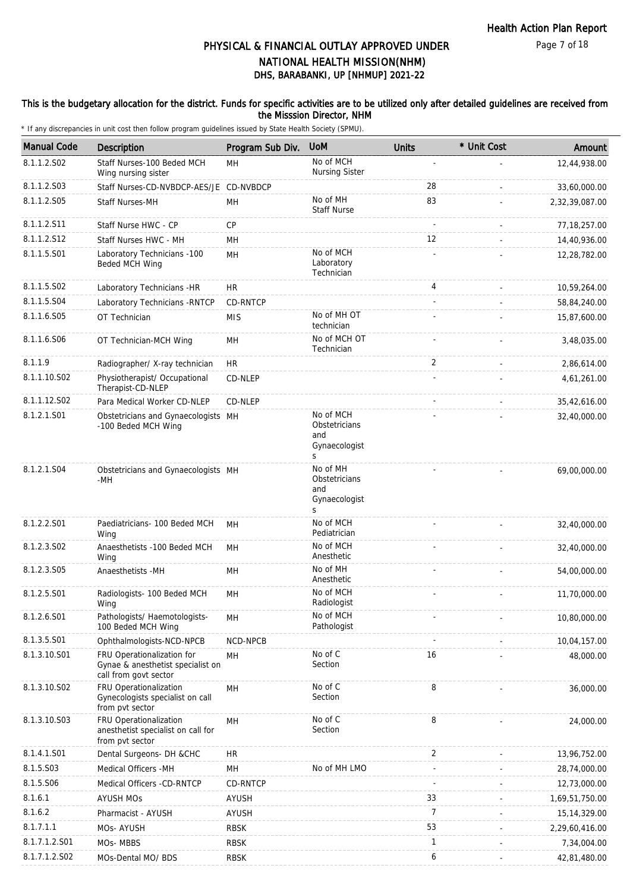# PHYSICAL & FINANCIAL OUTLAY APPROVED UNDER NATIONAL HEALTH MISSION(NHM)

## DHS, BARABANKI, UP [NHMUP] 2021-22

**This is the budgetary allocation for the district. Funds for specific activities are to be utilized only after detailed guidelines are received from the Misssion Director, NHM**

\* If any discrepancies in unit cost then follow program guidelines issued by State Health Society (SPMU).

| Manual Code | Description | Program Sub Div. | UoM | Units | * Unit Cost | Amount |
|---|---|---|---|---|---|---|
| 8.1.1.2.S02 | Staff Nurses-100 Beded MCH Wing nursing sister | MH | No of MCH Nursing Sister | - | - | 12,44,938.00 |
| 8.1.1.2.S03 | Staff Nurses-CD-NVBDCP-AES/JE | CD-NVBDCP | | 28 | - | 33,60,000.00 |
| 8.1.1.2.S05 | Staff Nurses-MH | MH | No of MH Staff Nurse | 83 | - | 2,32,39,087.00 |
| 8.1.1.2.S11 | Staff Nurse HWC - CP | CP | | - | - | 77,18,257.00 |
| 8.1.1.2.S12 | Staff Nurses HWC - MH | MH | | 12 | - | 14,40,936.00 |
| 8.1.1.5.S01 | Laboratory Technicians -100 Beded MCH Wing | MH | No of MCH Laboratory Technician | - | - | 12,28,782.00 |
| 8.1.1.5.S02 | Laboratory Technicians -HR | HR | | 4 | - | 10,59,264.00 |
| 8.1.1.5.S04 | Laboratory Technicians -RNTCP | CD-RNTCP | | - | - | 58,84,240.00 |
| 8.1.1.6.S05 | OT Technician | MIS | No of MH OT technician | - | - | 15,87,600.00 |
| 8.1.1.6.S06 | OT Technician-MCH Wing | MH | No of MCH OT Technician | - | - | 3,48,035.00 |
| 8.1.1.9 | Radiographer/ X-ray technician | HR | | 2 | - | 2,86,614.00 |
| 8.1.1.10.S02 | Physiotherapist/ Occupational Therapist-CD-NLEP | CD-NLEP | | - | - | 4,61,261.00 |
| 8.1.1.12.S02 | Para Medical Worker CD-NLEP | CD-NLEP | | - | - | 35,42,616.00 |
| 8.1.2.1.S01 | Obstetricians and Gynaecologists -100 Beded MCH Wing | MH | No of MCH Obstetricians and Gynaecologists | - | - | 32,40,000.00 |
| 8.1.2.1.S04 | Obstetricians and Gynaecologists -MH | MH | No of MH Obstetricians and Gynaecologists | - | - | 69,00,000.00 |
| 8.1.2.2.S01 | Paediatricians- 100 Beded MCH Wing | MH | No of MCH Pediatrician | - | - | 32,40,000.00 |
| 8.1.2.3.S02 | Anaesthetists -100 Beded MCH Wing | MH | No of MCH Anesthetic | - | - | 32,40,000.00 |
| 8.1.2.3.S05 | Anaesthetists -MH | MH | No of MH Anesthetic | - | - | 54,00,000.00 |
| 8.1.2.5.S01 | Radiologists- 100 Beded MCH Wing | MH | No of MCH Radiologist | - | - | 11,70,000.00 |
| 8.1.2.6.S01 | Pathologists/ Haemotologists-100 Beded MCH Wing | MH | No of MCH Pathologist | - | - | 10,80,000.00 |
| 8.1.3.5.S01 | Ophthalmologists-NCD-NPCB | NCD-NPCB | | - | - | 10,04,157.00 |
| 8.1.3.10.S01 | FRU Operationalization for Gynae & anesthetist specialist on call from govt sector | MH | No of C Section | 16 | - | 48,000.00 |
| 8.1.3.10.S02 | FRU Operationalization Gynecologists specialist on call from pvt sector | MH | No of C Section | 8 | - | 36,000.00 |
| 8.1.3.10.S03 | FRU Operationalization anesthetist specialist on call for from pvt sector | MH | No of C Section | 8 | - | 24,000.00 |
| 8.1.4.1.S01 | Dental Surgeons- DH &CHC | HR | | 2 | - | 13,96,752.00 |
| 8.1.5.S03 | Medical Officers -MH | MH | No of MH LMO | - | - | 28,74,000.00 |
| 8.1.5.S06 | Medical Officers -CD-RNTCP | CD-RNTCP | | - | - | 12,73,000.00 |
| 8.1.6.1 | AYUSH MOs | AYUSH | | 33 | - | 1,69,51,750.00 |
| 8.1.6.2 | Pharmacist - AYUSH | AYUSH | | 7 | - | 15,14,329.00 |
| 8.1.7.1.1 | MOs- AYUSH | RBSK | | 53 | - | 2,29,60,416.00 |
| 8.1.7.1.2.S01 | MOs- MBBS | RBSK | | 1 | - | 7,34,004.00 |
| 8.1.7.1.2.S02 | MOs-Dental MO/ BDS | RBSK | | 6 | - | 42,81,480.00 |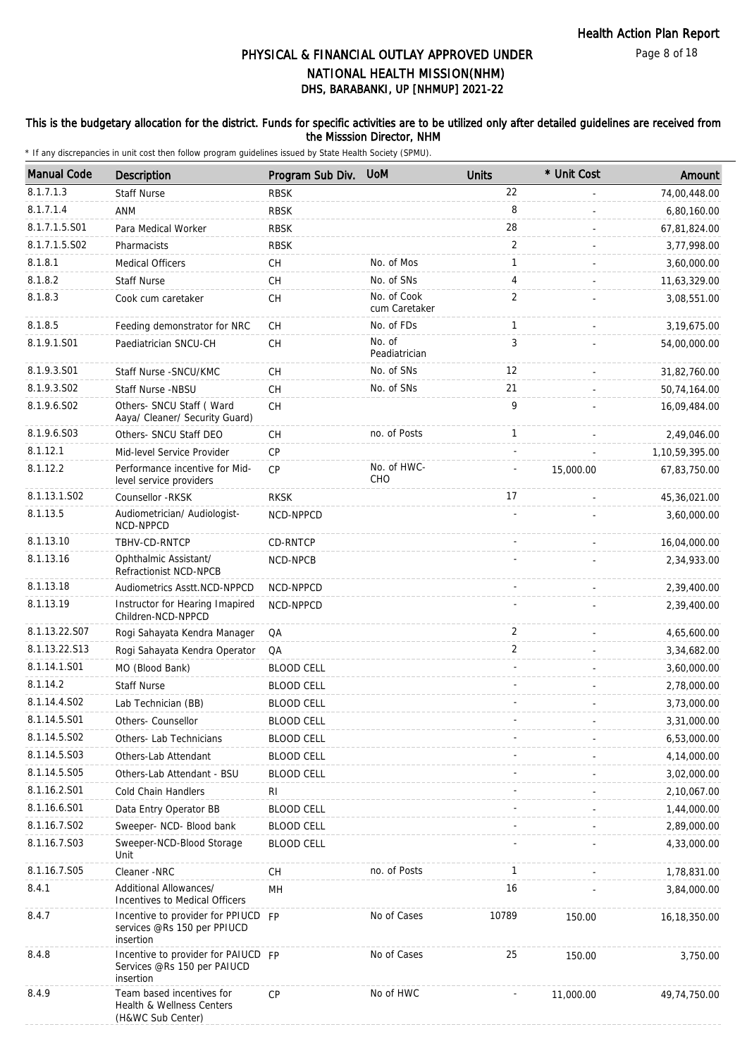# PHYSICAL & FINANCIAL OUTLAY APPROVED UNDER NATIONAL HEALTH MISSION(NHM)
## DHS, BARABANKI, UP [NHMUP] 2021-22

This is the budgetary allocation for the district. Funds for specific activities are to be utilized only after detailed guidelines are received from the Misssion Director, NHM

\* If any discrepancies in unit cost then follow program guidelines issued by State Health Society (SPMU).

| Manual Code | Description | Program Sub Div. | UoM | Units | * Unit Cost | Amount |
|---|---|---|---|---|---|---|
| 8.1.7.1.3 | Staff Nurse | RBSK | | 22 | - | 74,00,448.00 |
| 8.1.7.1.4 | ANM | RBSK | | 8 | - | 6,80,160.00 |
| 8.1.7.1.5.S01 | Para Medical Worker | RBSK | | 28 | - | 67,81,824.00 |
| 8.1.7.1.5.S02 | Pharmacists | RBSK | | 2 | - | 3,77,998.00 |
| 8.1.8.1 | Medical Officers | CH | No. of Mos | 1 | - | 3,60,000.00 |
| 8.1.8.2 | Staff Nurse | CH | No. of SNs | 4 | - | 11,63,329.00 |
| 8.1.8.3 | Cook cum caretaker | CH | No. of Cook cum Caretaker | 2 | - | 3,08,551.00 |
| 8.1.8.5 | Feeding demonstrator for NRC | CH | No. of FDs | 1 | - | 3,19,675.00 |
| 8.1.9.1.S01 | Paediatrician SNCU-CH | CH | No. of Peadiatrician | 3 | - | 54,00,000.00 |
| 8.1.9.3.S01 | Staff Nurse -SNCU/KMC | CH | No. of SNs | 12 | - | 31,82,760.00 |
| 8.1.9.3.S02 | Staff Nurse -NBSU | CH | No. of SNs | 21 | - | 50,74,164.00 |
| 8.1.9.6.S02 | Others- SNCU Staff ( Ward Aaya/ Cleaner/ Security Guard) | CH | | 9 | - | 16,09,484.00 |
| 8.1.9.6.S03 | Others- SNCU Staff DEO | CH | no. of Posts | 1 | - | 2,49,046.00 |
| 8.1.12.1 | Mid-level Service Provider | CP | | - | - | 1,10,59,395.00 |
| 8.1.12.2 | Performance incentive for Mid-level service providers | CP | No. of HWC-CHO | - | 15,000.00 | 67,83,750.00 |
| 8.1.13.1.S02 | Counsellor -RKSK | RKSK | | 17 | - | 45,36,021.00 |
| 8.1.13.5 | Audiometrician/ Audiologist-NCD-NPPCD | NCD-NPPCD | | - | - | 3,60,000.00 |
| 8.1.13.10 | TBHV-CD-RNTCP | CD-RNTCP | | - | - | 16,04,000.00 |
| 8.1.13.16 | Ophthalmic Assistant/ Refractionist NCD-NPCB | NCD-NPCB | | - | - | 2,34,933.00 |
| 8.1.13.18 | Audiometrics Asstt.NCD-NPPCD | NCD-NPPCD | | - | - | 2,39,400.00 |
| 8.1.13.19 | Instructor for Hearing Imapired Children-NCD-NPPCD | NCD-NPPCD | | - | - | 2,39,400.00 |
| 8.1.13.22.S07 | Rogi Sahayata Kendra Manager | QA | | 2 | - | 4,65,600.00 |
| 8.1.13.22.S13 | Rogi Sahayata Kendra Operator | QA | | 2 | - | 3,34,682.00 |
| 8.1.14.1.S01 | MO (Blood Bank) | BLOOD CELL | | - | - | 3,60,000.00 |
| 8.1.14.2 | Staff Nurse | BLOOD CELL | | - | - | 2,78,000.00 |
| 8.1.14.4.S02 | Lab Technician (BB) | BLOOD CELL | | - | - | 3,73,000.00 |
| 8.1.14.5.S01 | Others- Counsellor | BLOOD CELL | | - | - | 3,31,000.00 |
| 8.1.14.5.S02 | Others- Lab Technicians | BLOOD CELL | | - | - | 6,53,000.00 |
| 8.1.14.5.S03 | Others-Lab Attendant | BLOOD CELL | | - | - | 4,14,000.00 |
| 8.1.14.5.S05 | Others-Lab Attendant - BSU | BLOOD CELL | | - | - | 3,02,000.00 |
| 8.1.16.2.S01 | Cold Chain Handlers | RI | | - | - | 2,10,067.00 |
| 8.1.16.6.S01 | Data Entry Operator BB | BLOOD CELL | | - | - | 1,44,000.00 |
| 8.1.16.7.S02 | Sweeper- NCD- Blood bank | BLOOD CELL | | - | - | 2,89,000.00 |
| 8.1.16.7.S03 | Sweeper-NCD-Blood Storage Unit | BLOOD CELL | | - | - | 4,33,000.00 |
| 8.1.16.7.S05 | Cleaner -NRC | CH | no. of Posts | 1 | - | 1,78,831.00 |
| 8.4.1 | Additional Allowances/ Incentives to Medical Officers | MH | | 16 | - | 3,84,000.00 |
| 8.4.7 | Incentive to provider for PPIUCD services @Rs 150 per PPIUCD insertion | FP | No of Cases | 10789 | 150.00 | 16,18,350.00 |
| 8.4.8 | Incentive to provider for PAIUCD Services @Rs 150 per PAIUCD insertion | FP | No of Cases | 25 | 150.00 | 3,750.00 |
| 8.4.9 | Team based incentives for Health & Wellness Centers (H&WC Sub Center) | CP | No of HWC | - | 11,000.00 | 49,74,750.00 |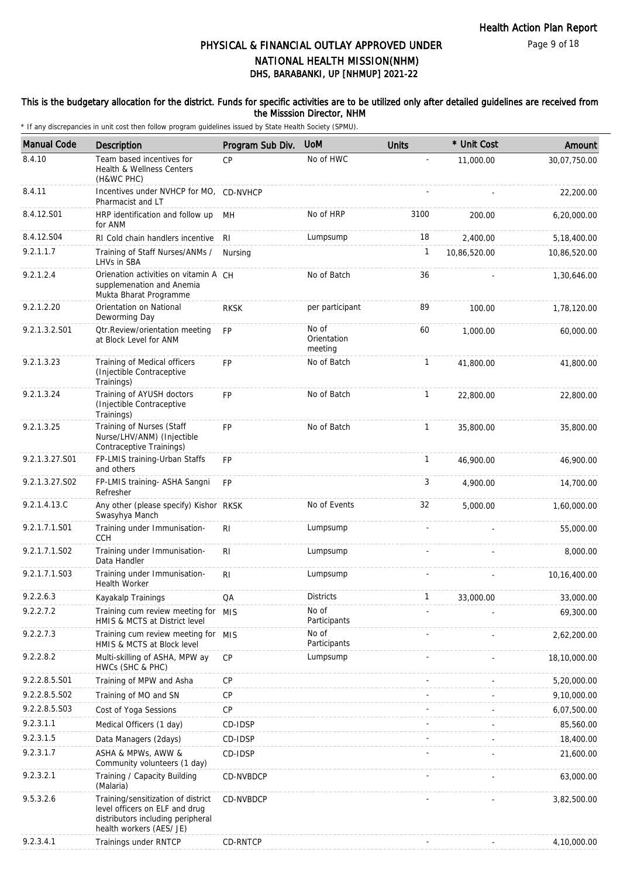# PHYSICAL & FINANCIAL OUTLAY APPROVED UNDER NATIONAL HEALTH MISSION(NHM)

## DHS, BARABANKI, UP [NHMUP] 2021-22

**This is the budgetary allocation for the district. Funds for specific activities are to be utilized only after detailed guidelines are received from the Misssion Director, NHM**

\* If any discrepancies in unit cost then follow program guidelines issued by State Health Society (SPMU).

| Manual Code | Description | Program Sub Div. | UoM | Units | * Unit Cost | Amount |
|---|---|---|---|---|---|---|
| 8.4.10 | Team based incentives for Health & Wellness Centers (H&WC PHC) | CP | No of HWC | - | 11,000.00 | 30,07,750.00 |
| 8.4.11 | Incentives under NVHCP for MO, Pharmacist and LT | CD-NVHCP | | - | - | 22,200.00 |
| 8.4.12.S01 | HRP identification and follow up for ANM | MH | No of HRP | 3100 | 200.00 | 6,20,000.00 |
| 8.4.12.S04 | RI Cold chain handlers incentive | RI | Lumpsump | 18 | 2,400.00 | 5,18,400.00 |
| 9.2.1.1.7 | Training of Staff Nurses/ANMs / LHVs in SBA | Nursing | | 1 | 10,86,520.00 | 10,86,520.00 |
| 9.2.1.2.4 | Orienation activities on vitamin A supplemenation and Anemia Mukta Bharat Programme | CH | No of Batch | 36 | - | 1,30,646.00 |
| 9.2.1.2.20 | Orientation on National Deworming Day | RKSK | per participant | 89 | 100.00 | 1,78,120.00 |
| 9.2.1.3.2.S01 | Qtr.Review/orientation meeting at Block Level for ANM | FP | No of Orientation meeting | 60 | 1,000.00 | 60,000.00 |
| 9.2.1.3.23 | Training of Medical officers (Injectible Contraceptive Trainings) | FP | No of Batch | 1 | 41,800.00 | 41,800.00 |
| 9.2.1.3.24 | Training of AYUSH doctors (Injectible Contraceptive Trainings) | FP | No of Batch | 1 | 22,800.00 | 22,800.00 |
| 9.2.1.3.25 | Training of Nurses (Staff Nurse/LHV/ANM) (Injectible Contraceptive Trainings) | FP | No of Batch | 1 | 35,800.00 | 35,800.00 |
| 9.2.1.3.27.S01 | FP-LMIS training-Urban Staffs and others | FP | | 1 | 46,900.00 | 46,900.00 |
| 9.2.1.3.27.S02 | FP-LMIS training- ASHA Sangni Refresher | FP | | 3 | 4,900.00 | 14,700.00 |
| 9.2.1.4.13.C | Any other (please specify) Kishor Swasyhya Manch | RKSK | No of Events | 32 | 5,000.00 | 1,60,000.00 |
| 9.2.1.7.1.S01 | Training under Immunisation-CCH | RI | Lumpsump | - | - | 55,000.00 |
| 9.2.1.7.1.S02 | Training under Immunisation-Data Handler | RI | Lumpsump | - | - | 8,000.00 |
| 9.2.1.7.1.S03 | Training under Immunisation-Health Worker | RI | Lumpsump | - | - | 10,16,400.00 |
| 9.2.2.6.3 | Kayakalp Trainings | QA | Districts | 1 | 33,000.00 | 33,000.00 |
| 9.2.2.7.2 | Training cum review meeting for HMIS & MCTS at District level | MIS | No of Participants | - | - | 69,300.00 |
| 9.2.2.7.3 | Training cum review meeting for HMIS & MCTS at Block level | MIS | No of Participants | - | - | 2,62,200.00 |
| 9.2.2.8.2 | Multi-skilling of ASHA, MPW ay HWCs (SHC & PHC) | CP | Lumpsump | - | - | 18,10,000.00 |
| 9.2.2.8.5.S01 | Training of MPW and Asha | CP | | - | - | 5,20,000.00 |
| 9.2.2.8.5.S02 | Training of MO and SN | CP | | - | - | 9,10,000.00 |
| 9.2.2.8.5.S03 | Cost of Yoga Sessions | CP | | - | - | 6,07,500.00 |
| 9.2.3.1.1 | Medical Officers (1 day) | CD-IDSP | | - | - | 85,560.00 |
| 9.2.3.1.5 | Data Managers (2days) | CD-IDSP | | - | - | 18,400.00 |
| 9.2.3.1.7 | ASHA & MPWs, AWW & Community volunteers (1 day) | CD-IDSP | | - | - | 21,600.00 |
| 9.2.3.2.1 | Training / Capacity Building (Malaria) | CD-NVBDCP | | - | - | 63,000.00 |
| 9.5.3.2.6 | Training/sensitization of district level officers on ELF and drug distributors including peripheral health workers (AES/ JE) | CD-NVBDCP | | - | - | 3,82,500.00 |
| 9.2.3.4.1 | Trainings under RNTCP | CD-RNTCP | | - | - | 4,10,000.00 |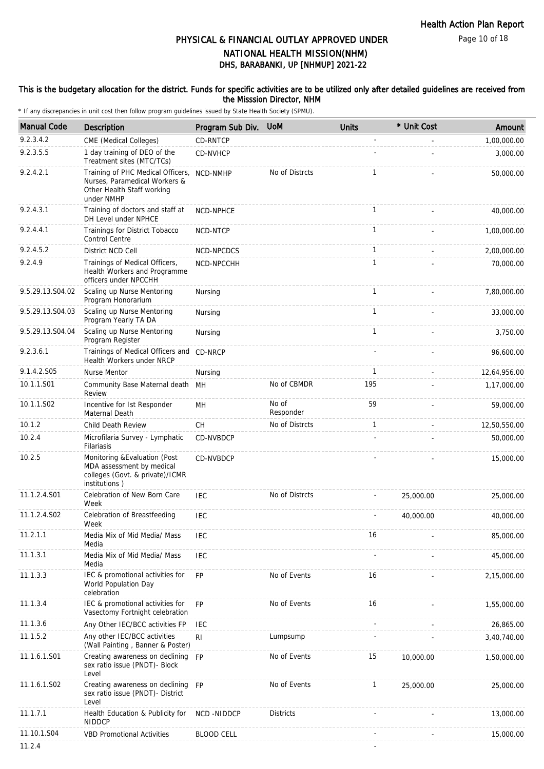# PHYSICAL & FINANCIAL OUTLAY APPROVED UNDER NATIONAL HEALTH MISSION(NHM)

## DHS, BARABANKI, UP [NHMUP] 2021-22

**This is the budgetary allocation for the district. Funds for specific activities are to be utilized only after detailed guidelines are received from the Misssion Director, NHM**

\* If any discrepancies in unit cost then follow program guidelines issued by State Health Society (SPMU).

| Manual Code | Description | Program Sub Div. | UoM | Units | * Unit Cost | Amount |
|---|---|---|---|---|---|---|
| 9.2.3.4.2 | CME (Medical Colleges) | CD-RNTCP | | - | - | 1,00,000.00 |
| 9.2.3.5.5 | 1 day training of DEO of the Treatment sites (MTC/TCs) | CD-NVHCP | | - | - | 3,000.00 |
| 9.2.4.2.1 | Training of PHC Medical Officers, Nurses, Paramedical Workers & Other Health Staff working under NMHP | NCD-NMHP | No of Distrcts | 1 | - | 50,000.00 |
| 9.2.4.3.1 | Training of doctors and staff at DH Level under NPHCE | NCD-NPHCE | | 1 | - | 40,000.00 |
| 9.2.4.4.1 | Trainings for District Tobacco Control Centre | NCD-NTCP | | 1 | - | 1,00,000.00 |
| 9.2.4.5.2 | District NCD Cell | NCD-NPCDCS | | 1 | - | 2,00,000.00 |
| 9.2.4.9 | Trainings of Medical Officers, Health Workers and Programme officers under NPCCHH | NCD-NPCCHH | | 1 | - | 70,000.00 |
| 9.5.29.13.S04.02 | Scaling up Nurse Mentoring Program Honorarium | Nursing | | 1 | - | 7,80,000.00 |
| 9.5.29.13.S04.03 | Scaling up Nurse Mentoring Program Yearly TA DA | Nursing | | 1 | - | 33,000.00 |
| 9.5.29.13.S04.04 | Scaling up Nurse Mentoring Program Register | Nursing | | 1 | - | 3,750.00 |
| 9.2.3.6.1 | Trainings of Medical Officers and Health Workers under NRCP | CD-NRCP | | - | - | 96,600.00 |
| 9.1.4.2.S05 | Nurse Mentor | Nursing | | 1 | - | 12,64,956.00 |
| 10.1.1.S01 | Community Base Maternal death Review | MH | No of CBMDR | 195 | - | 1,17,000.00 |
| 10.1.1.S02 | Incentive for Ist Responder Maternal Death | MH | No of Responder | 59 | - | 59,000.00 |
| 10.1.2 | Child Death Review | CH | No of Distrcts | 1 | - | 12,50,550.00 |
| 10.2.4 | Microfilaria Survey - Lymphatic Filariasis | CD-NVBDCP | | - | - | 50,000.00 |
| 10.2.5 | Monitoring &Evaluation (Post MDA assessment by medical colleges (Govt. & private)/ICMR institutions ) | CD-NVBDCP | | - | - | 15,000.00 |
| 11.1.2.4.S01 | Celebration of New Born Care Week | IEC | No of Distrcts | - | 25,000.00 | 25,000.00 |
| 11.1.2.4.S02 | Celebration of Breastfeeding Week | IEC | | - | 40,000.00 | 40,000.00 |
| 11.2.1.1 | Media Mix of Mid Media/ Mass Media | IEC | | 16 | - | 85,000.00 |
| 11.1.3.1 | Media Mix of Mid Media/ Mass Media | IEC | | - | - | 45,000.00 |
| 11.1.3.3 | IEC & promotional activities for World Population Day celebration | FP | No of Events | 16 | - | 2,15,000.00 |
| 11.1.3.4 | IEC & promotional activities for Vasectomy Fortnight celebration | FP | No of Events | 16 | - | 1,55,000.00 |
| 11.1.3.6 | Any Other IEC/BCC activities FP | IEC | | - | - | 26,865.00 |
| 11.1.5.2 | Any other IEC/BCC activities (Wall Painting , Banner & Poster) | RI | Lumpsump | - | - | 3,40,740.00 |
| 11.1.6.1.S01 | Creating awareness on declining sex ratio issue (PNDT)- Block Level | FP | No of Events | 15 | 10,000.00 | 1,50,000.00 |
| 11.1.6.1.S02 | Creating awareness on declining sex ratio issue (PNDT)- District Level | FP | No of Events | 1 | 25,000.00 | 25,000.00 |
| 11.1.7.1 | Health Education & Publicity for NIDDCP | NCD -NIDDCP | Districts | - | - | 13,000.00 |
| 11.10.1.S04 | VBD Promotional Activities | BLOOD CELL | | - | - | 15,000.00 |
| 11.2.4 | | | | - | | |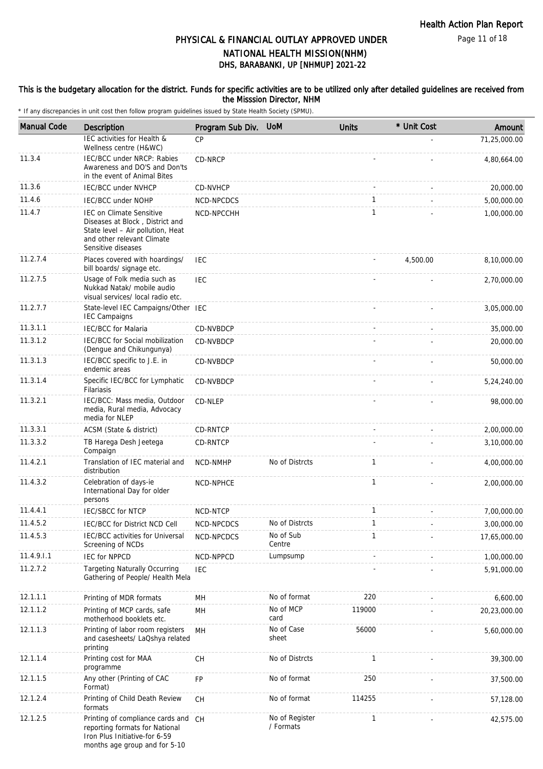# PHYSICAL & FINANCIAL OUTLAY APPROVED UNDER NATIONAL HEALTH MISSION(NHM)

## DHS, BARABANKI, UP [NHMUP] 2021-22

**This is the budgetary allocation for the district. Funds for specific activities are to be utilized only after detailed guidelines are received from the Misssion Director, NHM**

\* If any discrepancies in unit cost then follow program guidelines issued by State Health Society (SPMU).

| Manual Code | Description | Program Sub Div. | UoM | Units | * Unit Cost | Amount |
|---|---|---|---|---|---|---|
| | IEC activities for Health & Wellness centre (H&WC) | CP | | | - | 71,25,000.00 |
| 11.3.4 | IEC/BCC under NRCP: Rabies Awareness and DO'S and Don'ts in the event of Animal Bites | CD-NRCP | | - | - | 4,80,664.00 |
| 11.3.6 | IEC/BCC under NVHCP | CD-NVHCP | | - | - | 20,000.00 |
| 11.4.6 | IEC/BCC under NOHP | NCD-NPCDCS | | 1 | - | 5,00,000.00 |
| 11.4.7 | IEC on Climate Sensitive Diseases at Block , District and State level – Air pollution, Heat and other relevant Climate Sensitive diseases | NCD-NPCCHH | | 1 | - | 1,00,000.00 |
| 11.2.7.4 | Places covered with hoardings/ bill boards/ signage etc. | IEC | | - | 4,500.00 | 8,10,000.00 |
| 11.2.7.5 | Usage of Folk media such as Nukkad Natak/ mobile audio visual services/ local radio etc. | IEC | | - | - | 2,70,000.00 |
| 11.2.7.7 | State-level IEC Campaigns/Other IEC Campaigns | IEC | | - | - | 3,05,000.00 |
| 11.3.1.1 | IEC/BCC for Malaria | CD-NVBDCP | | - | - | 35,000.00 |
| 11.3.1.2 | IEC/BCC for Social mobilization (Dengue and Chikungunya) | CD-NVBDCP | | - | - | 20,000.00 |
| 11.3.1.3 | IEC/BCC specific to J.E. in endemic areas | CD-NVBDCP | | - | - | 50,000.00 |
| 11.3.1.4 | Specific IEC/BCC for Lymphatic Filariasis | CD-NVBDCP | | - | - | 5,24,240.00 |
| 11.3.2.1 | IEC/BCC: Mass media, Outdoor media, Rural media, Advocacy media for NLEP | CD-NLEP | | - | - | 98,000.00 |
| 11.3.3.1 | ACSM (State & district) | CD-RNTCP | | - | - | 2,00,000.00 |
| 11.3.3.2 | TB Harega Desh Jeetega Compaign | CD-RNTCP | | - | - | 3,10,000.00 |
| 11.4.2.1 | Translation of IEC material and distribution | NCD-NMHP | No of Distrcts | 1 | - | 4,00,000.00 |
| 11.4.3.2 | Celebration of days-ie International Day for older persons | NCD-NPHCE | | 1 | - | 2,00,000.00 |
| 11.4.4.1 | IEC/SBCC for NTCP | NCD-NTCP | | 1 | - | 7,00,000.00 |
| 11.4.5.2 | IEC/BCC for District NCD Cell | NCD-NPCDCS | No of Distrcts | 1 | - | 3,00,000.00 |
| 11.4.5.3 | IEC/BCC activities for Universal Screening of NCDs | NCD-NPCDCS | No of Sub Centre | 1 | - | 17,65,000.00 |
| 11.4.9.I.1 | IEC for NPPCD | NCD-NPPCD | Lumpsump | - | - | 1,00,000.00 |
| 11.2.7.2 | Targeting Naturally Occurring Gathering of People/ Health Mela | IEC | | - | - | 5,91,000.00 |
| 12.1.1.1 | Printing of MDR formats | MH | No of format | 220 | - | 6,600.00 |
| 12.1.1.2 | Printing of MCP cards, safe motherhood booklets etc. | MH | No of MCP card | 119000 | - | 20,23,000.00 |
| 12.1.1.3 | Printing of labor room registers and casesheets/ LaQshya related printing | MH | No of Case sheet | 56000 | - | 5,60,000.00 |
| 12.1.1.4 | Printing cost for MAA programme | CH | No of Distrcts | 1 | - | 39,300.00 |
| 12.1.1.5 | Any other (Printing of CAC Format) | FP | No of format | 250 | - | 37,500.00 |
| 12.1.2.4 | Printing of Child Death Review formats | CH | No of format | 114255 | - | 57,128.00 |
| 12.1.2.5 | Printing of compliance cards and reporting formats for National Iron Plus Initiative-for 6-59 months age group and for 5-10 | CH | No of Register / Formats | 1 | - | 42,575.00 |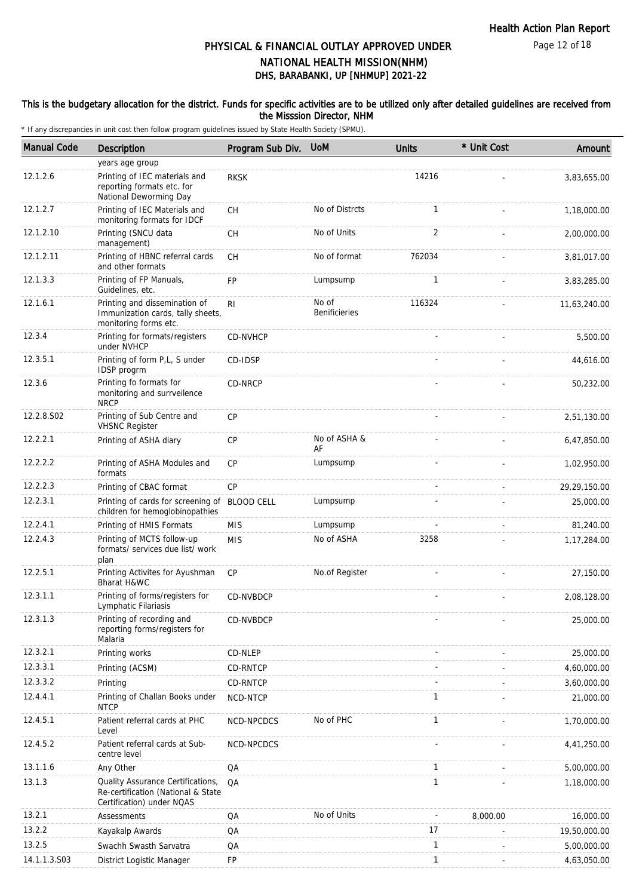# PHYSICAL & FINANCIAL OUTLAY APPROVED UNDER NATIONAL HEALTH MISSION(NHM)

## DHS, BARABANKI, UP [NHMUP] 2021-22

**This is the budgetary allocation for the district. Funds for specific activities are to be utilized only after detailed guidelines are received from the Misssion Director, NHM**

\* If any discrepancies in unit cost then follow program guidelines issued by State Health Society (SPMU).

| Manual Code | Description | Program Sub Div. | UoM | Units | * Unit Cost | Amount |
|---|---|---|---|---|---|---|
| | years age group | | | | | |
| 12.1.2.6 | Printing of IEC materials and reporting formats etc. for National Deworming Day | RKSK | | 14216 | - | 3,83,655.00 |
| 12.1.2.7 | Printing of IEC Materials and monitoring formats for IDCF | CH | No of Distrcts | 1 | - | 1,18,000.00 |
| 12.1.2.10 | Printing (SNCU data management) | CH | No of Units | 2 | - | 2,00,000.00 |
| 12.1.2.11 | Printing of HBNC referral cards and other formats | CH | No of format | 762034 | - | 3,81,017.00 |
| 12.1.3.3 | Printing of FP Manuals, Guidelines, etc. | FP | Lumpsump | 1 | - | 3,83,285.00 |
| 12.1.6.1 | Printing and dissemination of Immunization cards, tally sheets, monitoring forms etc. | RI | No of Benificieries | 116324 | - | 11,63,240.00 |
| 12.3.4 | Printing for formats/registers under NVHCP | CD-NVHCP | | - | - | 5,500.00 |
| 12.3.5.1 | Printing of form P,L, S under IDSP progrm | CD-IDSP | | - | - | 44,616.00 |
| 12.3.6 | Printing fo formats for monitoring and surrveilence NRCP | CD-NRCP | | - | - | 50,232.00 |
| 12.2.8.S02 | Printing of Sub Centre and VHSNC Register | CP | | - | - | 2,51,130.00 |
| 12.2.2.1 | Printing of ASHA diary | CP | No of ASHA & AF | - | - | 6,47,850.00 |
| 12.2.2.2 | Printing of ASHA Modules and formats | CP | Lumpsump | - | - | 1,02,950.00 |
| 12.2.2.3 | Printing of CBAC format | CP | | - | - | 29,29,150.00 |
| 12.2.3.1 | Printing of cards for screening of children for hemoglobinopathies | BLOOD CELL | Lumpsump | - | - | 25,000.00 |
| 12.2.4.1 | Printing of HMIS Formats | MIS | Lumpsump | - | - | 81,240.00 |
| 12.2.4.3 | Printing of MCTS follow-up formats/ services due list/ work plan | MIS | No of ASHA | 3258 | - | 1,17,284.00 |
| 12.2.5.1 | Printing Activites for Ayushman Bharat H&WC | CP | No.of Register | - | - | 27,150.00 |
| 12.3.1.1 | Printing of forms/registers for Lymphatic Filariasis | CD-NVBDCP | | - | - | 2,08,128.00 |
| 12.3.1.3 | Printing of recording and reporting forms/registers for Malaria | CD-NVBDCP | | - | - | 25,000.00 |
| 12.3.2.1 | Printing works | CD-NLEP | | - | - | 25,000.00 |
| 12.3.3.1 | Printing (ACSM) | CD-RNTCP | | - | - | 4,60,000.00 |
| 12.3.3.2 | Printing | CD-RNTCP | | - | - | 3,60,000.00 |
| 12.4.4.1 | Printing of Challan Books under NTCP | NCD-NTCP | | 1 | - | 21,000.00 |
| 12.4.5.1 | Patient referral cards at PHC Level | NCD-NPCDCS | No of PHC | 1 | - | 1,70,000.00 |
| 12.4.5.2 | Patient referral cards at Sub-centre level | NCD-NPCDCS | | - | - | 4,41,250.00 |
| 13.1.1.6 | Any Other | QA | | 1 | - | 5,00,000.00 |
| 13.1.3 | Quality Assurance Certifications, Re-certification (National & State Certification) under NQAS | QA | | 1 | - | 1,18,000.00 |
| 13.2.1 | Assessments | QA | No of Units | - | 8,000.00 | 16,000.00 |
| 13.2.2 | Kayakalp Awards | QA | | 17 | - | 19,50,000.00 |
| 13.2.5 | Swachh Swasth Sarvatra | QA | | 1 | - | 5,00,000.00 |
| 14.1.1.3.S03 | District Logistic Manager | FP | | 1 | - | 4,63,050.00 |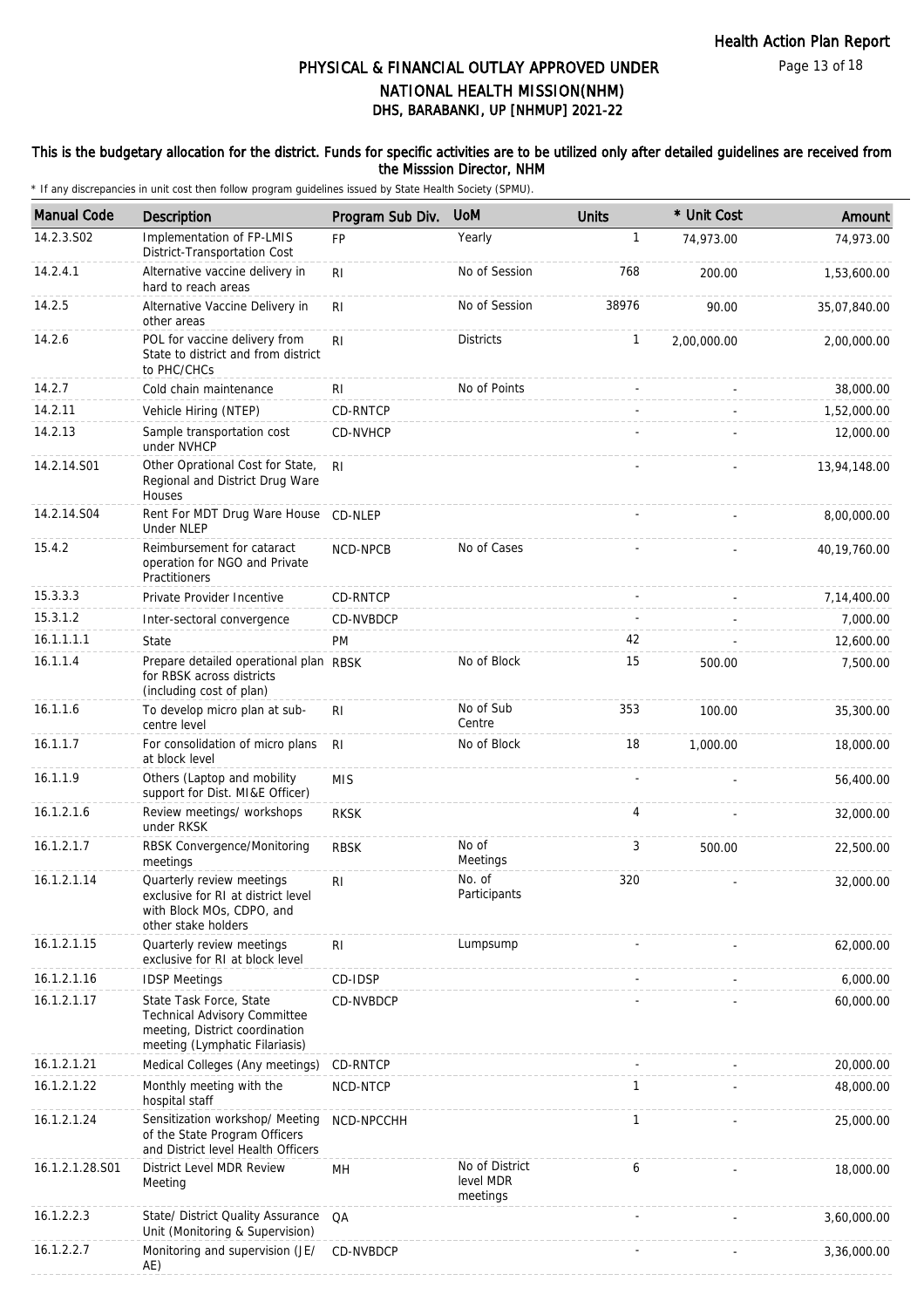# PHYSICAL & FINANCIAL OUTLAY APPROVED UNDER NATIONAL HEALTH MISSION(NHM)

## DHS, BARABANKI, UP [NHMUP] 2021-22

### This is the budgetary allocation for the district. Funds for specific activities are to be utilized only after detailed guidelines are received from the Misssion Director, NHM

\* If any discrepancies in unit cost then follow program guidelines issued by State Health Society (SPMU).

| Manual Code | Description | Program Sub Div. | UoM | Units | * Unit Cost | Amount |
|---|---|---|---|---|---|---|
| 14.2.3.S02 | Implementation of FP-LMIS District-Transportation Cost | FP | Yearly | 1 | 74,973.00 | 74,973.00 |
| 14.2.4.1 | Alternative vaccine delivery in hard to reach areas | RI | No of Session | 768 | 200.00 | 1,53,600.00 |
| 14.2.5 | Alternative Vaccine Delivery in other areas | RI | No of Session | 38976 | 90.00 | 35,07,840.00 |
| 14.2.6 | POL for vaccine delivery from State to district and from district to PHC/CHCs | RI | Districts | 1 | 2,00,000.00 | 2,00,000.00 |
| 14.2.7 | Cold chain maintenance | RI | No of Points | - | - | 38,000.00 |
| 14.2.11 | Vehicle Hiring (NTEP) | CD-RNTCP | | - | - | 1,52,000.00 |
| 14.2.13 | Sample transportation cost under NVHCP | CD-NVHCP | | - | - | 12,000.00 |
| 14.2.14.S01 | Other Oprational Cost for State, Regional and District Drug Ware Houses | RI | | - | - | 13,94,148.00 |
| 14.2.14.S04 | Rent For MDT Drug Ware House Under NLEP | CD-NLEP | | - | - | 8,00,000.00 |
| 15.4.2 | Reimbursement for cataract operation for NGO and Private Practitioners | NCD-NPCB | No of Cases | - | - | 40,19,760.00 |
| 15.3.3.3 | Private Provider Incentive | CD-RNTCP | | - | - | 7,14,400.00 |
| 15.3.1.2 | Inter-sectoral convergence | CD-NVBDCP | | - | - | 7,000.00 |
| 16.1.1.1.1 | State | PM | | 42 | - | 12,600.00 |
| 16.1.1.4 | Prepare detailed operational plan for RBSK across districts (including cost of plan) | RBSK | No of Block | 15 | 500.00 | 7,500.00 |
| 16.1.1.6 | To develop micro plan at sub-centre level | RI | No of Sub Centre | 353 | 100.00 | 35,300.00 |
| 16.1.1.7 | For consolidation of micro plans at block level | RI | No of Block | 18 | 1,000.00 | 18,000.00 |
| 16.1.1.9 | Others (Laptop and mobility support for Dist. MI&E Officer) | MIS | | - | - | 56,400.00 |
| 16.1.2.1.6 | Review meetings/ workshops under RKSK | RKSK | | 4 | - | 32,000.00 |
| 16.1.2.1.7 | RBSK Convergence/Monitoring meetings | RBSK | No of Meetings | 3 | 500.00 | 22,500.00 |
| 16.1.2.1.14 | Quarterly review meetings exclusive for RI at district level with Block MOs, CDPO, and other stake holders | RI | No. of Participants | 320 | - | 32,000.00 |
| 16.1.2.1.15 | Quarterly review meetings exclusive for RI at block level | RI | Lumpsump | - | - | 62,000.00 |
| 16.1.2.1.16 | IDSP Meetings | CD-IDSP | | - | - | 6,000.00 |
| 16.1.2.1.17 | State Task Force, State Technical Advisory Committee meeting, District coordination meeting (Lymphatic Filariasis) | CD-NVBDCP | | - | - | 60,000.00 |
| 16.1.2.1.21 | Medical Colleges (Any meetings) | CD-RNTCP | | - | - | 20,000.00 |
| 16.1.2.1.22 | Monthly meeting with the hospital staff | NCD-NTCP | | 1 | - | 48,000.00 |
| 16.1.2.1.24 | Sensitization workshop/ Meeting of the State Program Officers and District level Health Officers | NCD-NPCCHH | | 1 | - | 25,000.00 |
| 16.1.2.1.28.S01 | District Level MDR Review Meeting | MH | No of District level MDR meetings | 6 | - | 18,000.00 |
| 16.1.2.2.3 | State/ District Quality Assurance Unit (Monitoring & Supervision) | QA | | - | - | 3,60,000.00 |
| 16.1.2.2.7 | Monitoring and supervision (JE/ AE) | CD-NVBDCP | | - | - | 3,36,000.00 |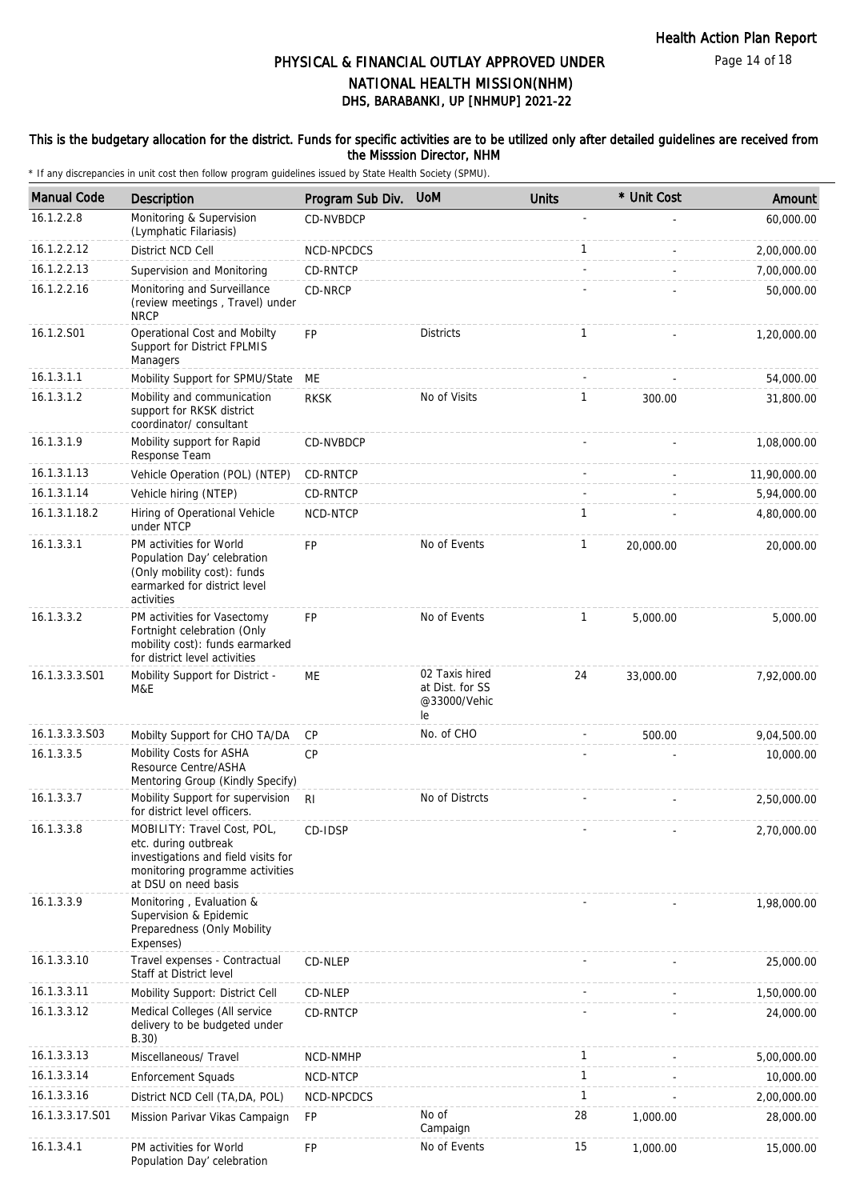# PHYSICAL & FINANCIAL OUTLAY APPROVED UNDER NATIONAL HEALTH MISSION(NHM)

## DHS, BARABANKI, UP [NHMUP] 2021-22

**This is the budgetary allocation for the district. Funds for specific activities are to be utilized only after detailed guidelines are received from the Misssion Director, NHM**

\* If any discrepancies in unit cost then follow program guidelines issued by State Health Society (SPMU).

| Manual Code | Description | Program Sub Div. | UoM | Units | * Unit Cost | Amount |
|---|---|---|---|---|---|---|
| 16.1.2.2.8 | Monitoring & Supervision (Lymphatic Filariasis) | CD-NVBDCP | | - | - | 60,000.00 |
| 16.1.2.2.12 | District NCD Cell | NCD-NPCDCS | | 1 | - | 2,00,000.00 |
| 16.1.2.2.13 | Supervision and Monitoring | CD-RNTCP | | - | - | 7,00,000.00 |
| 16.1.2.2.16 | Monitoring and Surveillance (review meetings , Travel) under NRCP | CD-NRCP | | - | - | 50,000.00 |
| 16.1.2.S01 | Operational Cost and Mobilty Support for District FPLMIS Managers | FP | Districts | 1 | - | 1,20,000.00 |
| 16.1.3.1.1 | Mobility Support for SPMU/State | ME | | - | - | 54,000.00 |
| 16.1.3.1.2 | Mobility and communication support for RKSK district coordinator/ consultant | RKSK | No of Visits | 1 | 300.00 | 31,800.00 |
| 16.1.3.1.9 | Mobility support for Rapid Response Team | CD-NVBDCP | | - | - | 1,08,000.00 |
| 16.1.3.1.13 | Vehicle Operation (POL) (NTEP) | CD-RNTCP | | - | - | 11,90,000.00 |
| 16.1.3.1.14 | Vehicle hiring (NTEP) | CD-RNTCP | | - | - | 5,94,000.00 |
| 16.1.3.1.18.2 | Hiring of Operational Vehicle under NTCP | NCD-NTCP | | 1 | - | 4,80,000.00 |
| 16.1.3.3.1 | PM activities for World Population Day' celebration (Only mobility cost): funds earmarked for district level activities | FP | No of Events | 1 | 20,000.00 | 20,000.00 |
| 16.1.3.3.2 | PM activities for Vasectomy Fortnight celebration (Only mobility cost): funds earmarked for district level activities | FP | No of Events | 1 | 5,000.00 | 5,000.00 |
| 16.1.3.3.3.S01 | Mobility Support for District - M&E | ME | 02 Taxis hired at Dist. for SS @33000/Vehicle | 24 | 33,000.00 | 7,92,000.00 |
| 16.1.3.3.3.S03 | Mobilty Support for CHO TA/DA | CP | No. of CHO | - | 500.00 | 9,04,500.00 |
| 16.1.3.3.5 | Mobility Costs for ASHA Resource Centre/ASHA Mentoring Group (Kindly Specify) | CP | | - | - | 10,000.00 |
| 16.1.3.3.7 | Mobility Support for supervision for district level officers. | RI | No of Distrcts | - | - | 2,50,000.00 |
| 16.1.3.3.8 | MOBILITY: Travel Cost, POL, etc. during outbreak investigations and field visits for monitoring programme activities at DSU on need basis | CD-IDSP | | - | - | 2,70,000.00 |
| 16.1.3.3.9 | Monitoring , Evaluation & Supervision & Epidemic Preparedness (Only Mobility Expenses) | | | - | - | 1,98,000.00 |
| 16.1.3.3.10 | Travel expenses - Contractual Staff at District level | CD-NLEP | | - | - | 25,000.00 |
| 16.1.3.3.11 | Mobility Support: District Cell | CD-NLEP | | - | - | 1,50,000.00 |
| 16.1.3.3.12 | Medical Colleges (All service delivery to be budgeted under B.30) | CD-RNTCP | | - | - | 24,000.00 |
| 16.1.3.3.13 | Miscellaneous/ Travel | NCD-NMHP | | 1 | - | 5,00,000.00 |
| 16.1.3.3.14 | Enforcement Squads | NCD-NTCP | | 1 | - | 10,000.00 |
| 16.1.3.3.16 | District NCD Cell (TA,DA, POL) | NCD-NPCDCS | | 1 | - | 2,00,000.00 |
| 16.1.3.3.17.S01 | Mission Parivar Vikas Campaign | FP | No of Campaign | 28 | 1,000.00 | 28,000.00 |
| 16.1.3.4.1 | PM activities for World Population Day' celebration | FP | No of Events | 15 | 1,000.00 | 15,000.00 |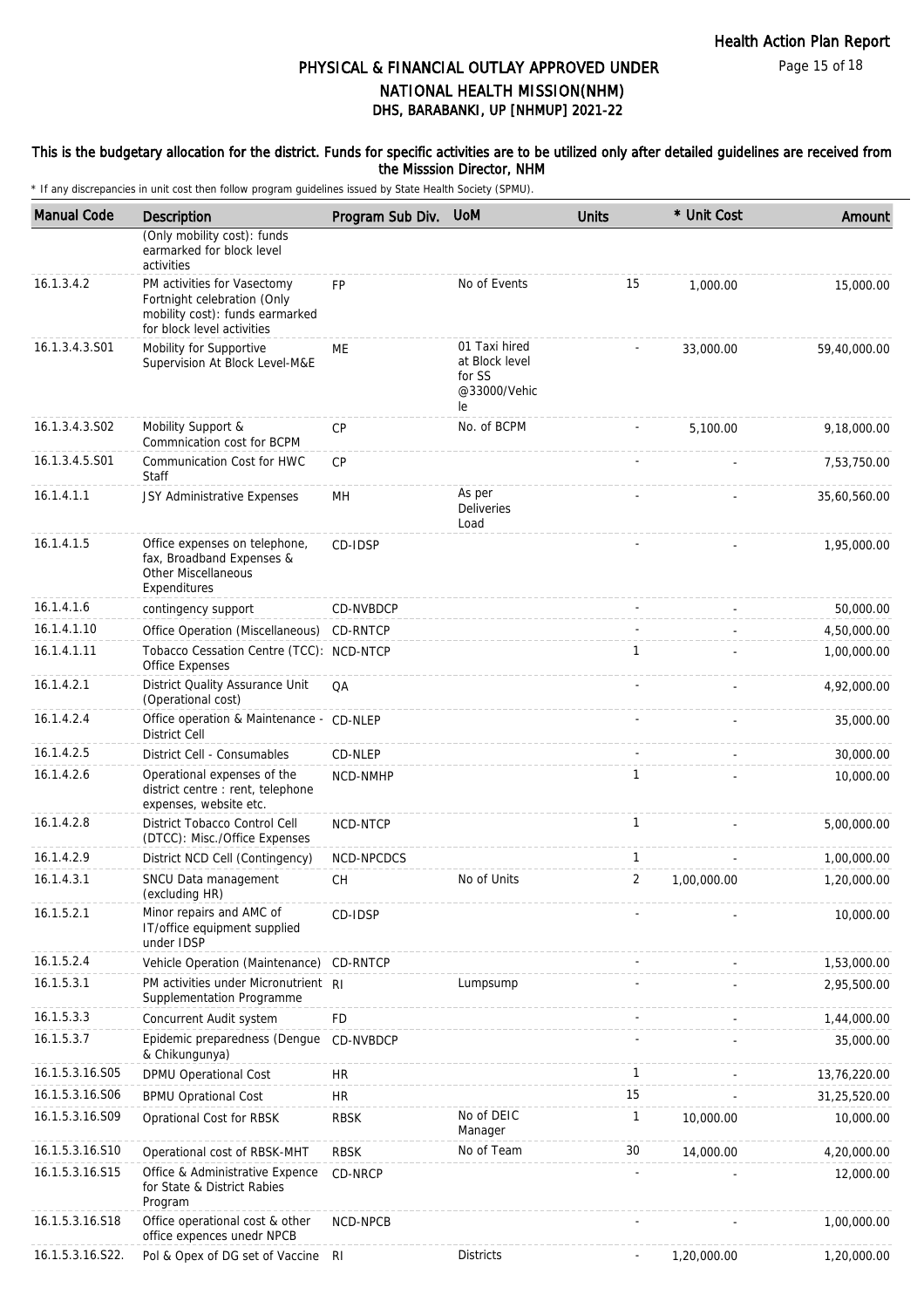# PHYSICAL & FINANCIAL OUTLAY APPROVED UNDER NATIONAL HEALTH MISSION(NHM)

## DHS, BARABANKI, UP [NHMUP] 2021-22

**This is the budgetary allocation for the district. Funds for specific activities are to be utilized only after detailed guidelines are received from the Misssion Director, NHM**

\* If any discrepancies in unit cost then follow program guidelines issued by State Health Society (SPMU).

| Manual Code | Description | Program Sub Div. | UoM | Units | * Unit Cost | Amount |
|---|---|---|---|---|---|---|
| | (Only mobility cost): funds earmarked for block level activities | | | | | |
| 16.1.3.4.2 | PM activities for Vasectomy Fortnight celebration (Only mobility cost): funds earmarked for block level activities | FP | No of Events | 15 | 1,000.00 | 15,000.00 |
| 16.1.3.4.3.S01 | Mobility for Supportive Supervision At Block Level-M&E | ME | 01 Taxi hired at Block level for SS @33000/Vehicle | - | 33,000.00 | 59,40,000.00 |
| 16.1.3.4.3.S02 | Mobility Support & Commnication cost for BCPM | CP | No. of BCPM | - | 5,100.00 | 9,18,000.00 |
| 16.1.3.4.5.S01 | Communication Cost for HWC Staff | CP | | - | - | 7,53,750.00 |
| 16.1.4.1.1 | JSY Administrative Expenses | MH | As per Deliveries Load | - | - | 35,60,560.00 |
| 16.1.4.1.5 | Office expenses on telephone, fax, Broadband Expenses & Other Miscellaneous Expenditures | CD-IDSP | | - | - | 1,95,000.00 |
| 16.1.4.1.6 | contingency support | CD-NVBDCP | | - | - | 50,000.00 |
| 16.1.4.1.10 | Office Operation (Miscellaneous) | CD-RNTCP | | - | - | 4,50,000.00 |
| 16.1.4.1.11 | Tobacco Cessation Centre (TCC): Office Expenses | NCD-NTCP | | 1 | - | 1,00,000.00 |
| 16.1.4.2.1 | District Quality Assurance Unit (Operational cost) | QA | | - | - | 4,92,000.00 |
| 16.1.4.2.4 | Office operation & Maintenance - District Cell | CD-NLEP | | - | - | 35,000.00 |
| 16.1.4.2.5 | District Cell - Consumables | CD-NLEP | | - | - | 30,000.00 |
| 16.1.4.2.6 | Operational expenses of the district centre : rent, telephone expenses, website etc. | NCD-NMHP | | 1 | - | 10,000.00 |
| 16.1.4.2.8 | District Tobacco Control Cell (DTCC): Misc./Office Expenses | NCD-NTCP | | 1 | - | 5,00,000.00 |
| 16.1.4.2.9 | District NCD Cell (Contingency) | NCD-NPCDCS | | 1 | - | 1,00,000.00 |
| 16.1.4.3.1 | SNCU Data management (excluding HR) | CH | No of Units | 2 | 1,00,000.00 | 1,20,000.00 |
| 16.1.5.2.1 | Minor repairs and AMC of IT/office equipment supplied under IDSP | CD-IDSP | | - | - | 10,000.00 |
| 16.1.5.2.4 | Vehicle Operation (Maintenance) | CD-RNTCP | | - | - | 1,53,000.00 |
| 16.1.5.3.1 | PM activities under Micronutrient Supplementation Programme | RI | Lumpsump | - | - | 2,95,500.00 |
| 16.1.5.3.3 | Concurrent Audit system | FD | | - | - | 1,44,000.00 |
| 16.1.5.3.7 | Epidemic preparedness (Dengue & Chikungunya) | CD-NVBDCP | | - | - | 35,000.00 |
| 16.1.5.3.16.S05 | DPMU Operational Cost | HR | | 1 | - | 13,76,220.00 |
| 16.1.5.3.16.S06 | BPMU Oprational Cost | HR | | 15 | - | 31,25,520.00 |
| 16.1.5.3.16.S09 | Oprational Cost for RBSK | RBSK | No of DEIC Manager | 1 | 10,000.00 | 10,000.00 |
| 16.1.5.3.16.S10 | Operational cost of RBSK-MHT | RBSK | No of Team | 30 | 14,000.00 | 4,20,000.00 |
| 16.1.5.3.16.S15 | Office & Administrative Expence for State & District Rabies Program | CD-NRCP | | - | - | 12,000.00 |
| 16.1.5.3.16.S18 | Office operational cost & other office expences unedr NPCB | NCD-NPCB | | - | - | 1,00,000.00 |
| 16.1.5.3.16.S22. | Pol & Opex of DG set of Vaccine | RI | Districts | - | 1,20,000.00 | 1,20,000.00 |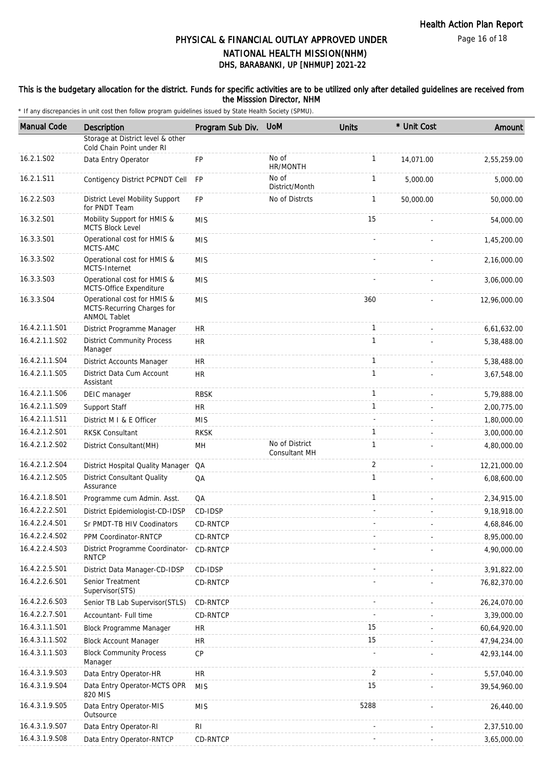# PHYSICAL & FINANCIAL OUTLAY APPROVED UNDER NATIONAL HEALTH MISSION(NHM)
## DHS, BARABANKI, UP [NHMUP] 2021-22

**This is the budgetary allocation for the district. Funds for specific activities are to be utilized only after detailed guidelines are received from the Misssion Director, NHM**

\* If any discrepancies in unit cost then follow program guidelines issued by State Health Society (SPMU).

| Manual Code | Description | Program Sub Div. | UoM | Units | * Unit Cost | Amount |
|---|---|---|---|---|---|---|
| | Storage at District level & other Cold Chain Point under RI | | | | | |
| 16.2.1.S02 | Data Entry Operator | FP | No of HR/MONTH | 1 | 14,071.00 | 2,55,259.00 |
| 16.2.1.S11 | Contigency District PCPNDT Cell | FP | No of District/Month | 1 | 5,000.00 | 5,000.00 |
| 16.2.2.S03 | District Level Mobility Support for PNDT Team | FP | No of Distrcts | 1 | 50,000.00 | 50,000.00 |
| 16.3.2.S01 | Mobility Support for HMIS & MCTS Block Level | MIS | | 15 | - | 54,000.00 |
| 16.3.3.S01 | Operational cost for HMIS & MCTS-AMC | MIS | | - | - | 1,45,200.00 |
| 16.3.3.S02 | Operational cost for HMIS & MCTS-Internet | MIS | | - | - | 2,16,000.00 |
| 16.3.3.S03 | Operational cost for HMIS & MCTS-Office Expenditure | MIS | | - | - | 3,06,000.00 |
| 16.3.3.S04 | Operational cost for HMIS & MCTS-Recurring Charges for ANMOL Tablet | MIS | | 360 | - | 12,96,000.00 |
| 16.4.2.1.1.S01 | District Programme Manager | HR | | 1 | - | 6,61,632.00 |
| 16.4.2.1.1.S02 | District Community Process Manager | HR | | 1 | - | 5,38,488.00 |
| 16.4.2.1.1.S04 | District Accounts Manager | HR | | 1 | - | 5,38,488.00 |
| 16.4.2.1.1.S05 | District Data Cum Account Assistant | HR | | 1 | - | 3,67,548.00 |
| 16.4.2.1.1.S06 | DEIC manager | RBSK | | 1 | - | 5,79,888.00 |
| 16.4.2.1.1.S09 | Support Staff | HR | | 1 | - | 2,00,775.00 |
| 16.4.2.1.1.S11 | District M I & E Officer | MIS | | - | - | 1,80,000.00 |
| 16.4.2.1.2.S01 | RKSK Consultant | RKSK | | 1 | - | 3,00,000.00 |
| 16.4.2.1.2.S02 | District Consultant(MH) | MH | No of District Consultant MH | 1 | - | 4,80,000.00 |
| 16.4.2.1.2.S04 | District Hospital Quality Manager | QA | | 2 | - | 12,21,000.00 |
| 16.4.2.1.2.S05 | District Consultant Quality Assurance | QA | | 1 | - | 6,08,600.00 |
| 16.4.2.1.8.S01 | Programme cum Admin. Asst. | QA | | 1 | - | 2,34,915.00 |
| 16.4.2.2.2.S01 | District Epidemiologist-CD-IDSP | CD-IDSP | | - | - | 9,18,918.00 |
| 16.4.2.2.4.S01 | Sr PMDT-TB HIV Coodinators | CD-RNTCP | | - | - | 4,68,846.00 |
| 16.4.2.2.4.S02 | PPM Coordinator-RNTCP | CD-RNTCP | | - | - | 8,95,000.00 |
| 16.4.2.2.4.S03 | District Programme Coordinator-RNTCP | CD-RNTCP | | - | - | 4,90,000.00 |
| 16.4.2.2.5.S01 | District Data Manager-CD-IDSP | CD-IDSP | | - | - | 3,91,822.00 |
| 16.4.2.2.6.S01 | Senior Treatment Supervisor(STS) | CD-RNTCP | | - | - | 76,82,370.00 |
| 16.4.2.2.6.S03 | Senior TB Lab Supervisor(STLS) | CD-RNTCP | | - | - | 26,24,070.00 |
| 16.4.2.2.7.S01 | Accountant- Full time | CD-RNTCP | | - | - | 3,39,000.00 |
| 16.4.3.1.1.S01 | Block Programme Manager | HR | | 15 | - | 60,64,920.00 |
| 16.4.3.1.1.S02 | Block Account Manager | HR | | 15 | - | 47,94,234.00 |
| 16.4.3.1.1.S03 | Block Community Process Manager | CP | | - | - | 42,93,144.00 |
| 16.4.3.1.9.S03 | Data Entry Operator-HR | HR | | 2 | - | 5,57,040.00 |
| 16.4.3.1.9.S04 | Data Entry Operator-MCTS OPR 820 MIS | MIS | | 15 | - | 39,54,960.00 |
| 16.4.3.1.9.S05 | Data Entry Operator-MIS Outsource | MIS | | 5288 | - | 26,440.00 |
| 16.4.3.1.9.S07 | Data Entry Operator-RI | RI | | - | - | 2,37,510.00 |
| 16.4.3.1.9.S08 | Data Entry Operator-RNTCP | CD-RNTCP | | - | - | 3,65,000.00 |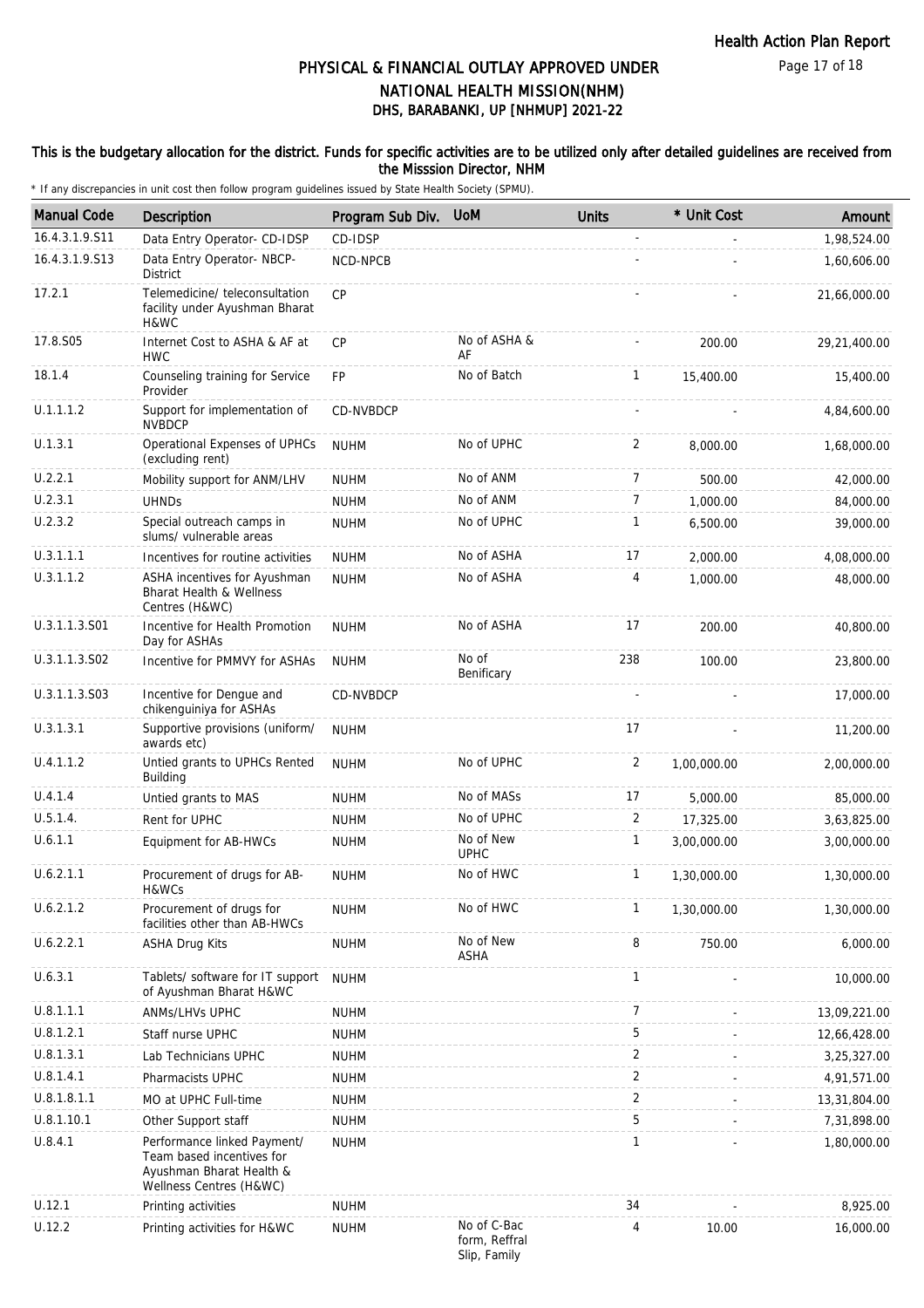# PHYSICAL & FINANCIAL OUTLAY APPROVED UNDER NATIONAL HEALTH MISSION(NHM)

## DHS, BARABANKI, UP [NHMUP] 2021-22

**This is the budgetary allocation for the district. Funds for specific activities are to be utilized only after detailed guidelines are received from the Misssion Director, NHM**

\* If any discrepancies in unit cost then follow program guidelines issued by State Health Society (SPMU).

| Manual Code | Description | Program Sub Div. | UoM | Units | * Unit Cost | Amount |
|---|---|---|---|---|---|---|
| 16.4.3.1.9.S11 | Data Entry Operator- CD-IDSP | CD-IDSP | | - | - | 1,98,524.00 |
| 16.4.3.1.9.S13 | Data Entry Operator- NBCP-District | NCD-NPCB | | - | - | 1,60,606.00 |
| 17.2.1 | Telemedicine/ teleconsultation facility under Ayushman Bharat H&WC | CP | | - | - | 21,66,000.00 |
| 17.8.S05 | Internet Cost to ASHA & AF at HWC | CP | No of ASHA & AF | - | 200.00 | 29,21,400.00 |
| 18.1.4 | Counseling training for Service Provider | FP | No of Batch | 1 | 15,400.00 | 15,400.00 |
| U.1.1.1.2 | Support for implementation of NVBDCP | CD-NVBDCP | | - | - | 4,84,600.00 |
| U.1.3.1 | Operational Expenses of UPHCs (excluding rent) | NUHM | No of UPHC | 2 | 8,000.00 | 1,68,000.00 |
| U.2.2.1 | Mobility support for ANM/LHV | NUHM | No of ANM | 7 | 500.00 | 42,000.00 |
| U.2.3.1 | UHNDs | NUHM | No of ANM | 7 | 1,000.00 | 84,000.00 |
| U.2.3.2 | Special outreach camps in slums/ vulnerable areas | NUHM | No of UPHC | 1 | 6,500.00 | 39,000.00 |
| U.3.1.1.1 | Incentives for routine activities | NUHM | No of ASHA | 17 | 2,000.00 | 4,08,000.00 |
| U.3.1.1.2 | ASHA incentives for Ayushman Bharat Health & Wellness Centres (H&WC) | NUHM | No of ASHA | 4 | 1,000.00 | 48,000.00 |
| U.3.1.1.3.S01 | Incentive for Health Promotion Day for ASHAs | NUHM | No of ASHA | 17 | 200.00 | 40,800.00 |
| U.3.1.1.3.S02 | Incentive for PMMVY for ASHAs | NUHM | No of Benificary | 238 | 100.00 | 23,800.00 |
| U.3.1.1.3.S03 | Incentive for Dengue and chikenguiniya for ASHAs | CD-NVBDCP | | - | - | 17,000.00 |
| U.3.1.3.1 | Supportive provisions (uniform/ awards etc) | NUHM | | 17 | - | 11,200.00 |
| U.4.1.1.2 | Untied grants to UPHCs Rented Building | NUHM | No of UPHC | 2 | 1,00,000.00 | 2,00,000.00 |
| U.4.1.4 | Untied grants to MAS | NUHM | No of MASs | 17 | 5,000.00 | 85,000.00 |
| U.5.1.4. | Rent for UPHC | NUHM | No of UPHC | 2 | 17,325.00 | 3,63,825.00 |
| U.6.1.1 | Equipment for AB-HWCs | NUHM | No of New UPHC | 1 | 3,00,000.00 | 3,00,000.00 |
| U.6.2.1.1 | Procurement of drugs for AB-H&WCs | NUHM | No of HWC | 1 | 1,30,000.00 | 1,30,000.00 |
| U.6.2.1.2 | Procurement of drugs for facilities other than AB-HWCs | NUHM | No of HWC | 1 | 1,30,000.00 | 1,30,000.00 |
| U.6.2.2.1 | ASHA Drug Kits | NUHM | No of New ASHA | 8 | 750.00 | 6,000.00 |
| U.6.3.1 | Tablets/ software for IT support of Ayushman Bharat H&WC | NUHM | | 1 | - | 10,000.00 |
| U.8.1.1.1 | ANMs/LHVs UPHC | NUHM | | 7 | - | 13,09,221.00 |
| U.8.1.2.1 | Staff nurse UPHC | NUHM | | 5 | - | 12,66,428.00 |
| U.8.1.3.1 | Lab Technicians UPHC | NUHM | | 2 | - | 3,25,327.00 |
| U.8.1.4.1 | Pharmacists UPHC | NUHM | | 2 | - | 4,91,571.00 |
| U.8.1.8.1.1 | MO at UPHC Full-time | NUHM | | 2 | - | 13,31,804.00 |
| U.8.1.10.1 | Other Support staff | NUHM | | 5 | - | 7,31,898.00 |
| U.8.4.1 | Performance linked Payment/ Team based incentives for Ayushman Bharat Health & Wellness Centres (H&WC) | NUHM | | 1 | - | 1,80,000.00 |
| U.12.1 | Printing activities | NUHM | | 34 | - | 8,925.00 |
| U.12.2 | Printing activities for H&WC | NUHM | No of C-Bac form, Reffral Slip, Family | 4 | 10.00 | 16,000.00 |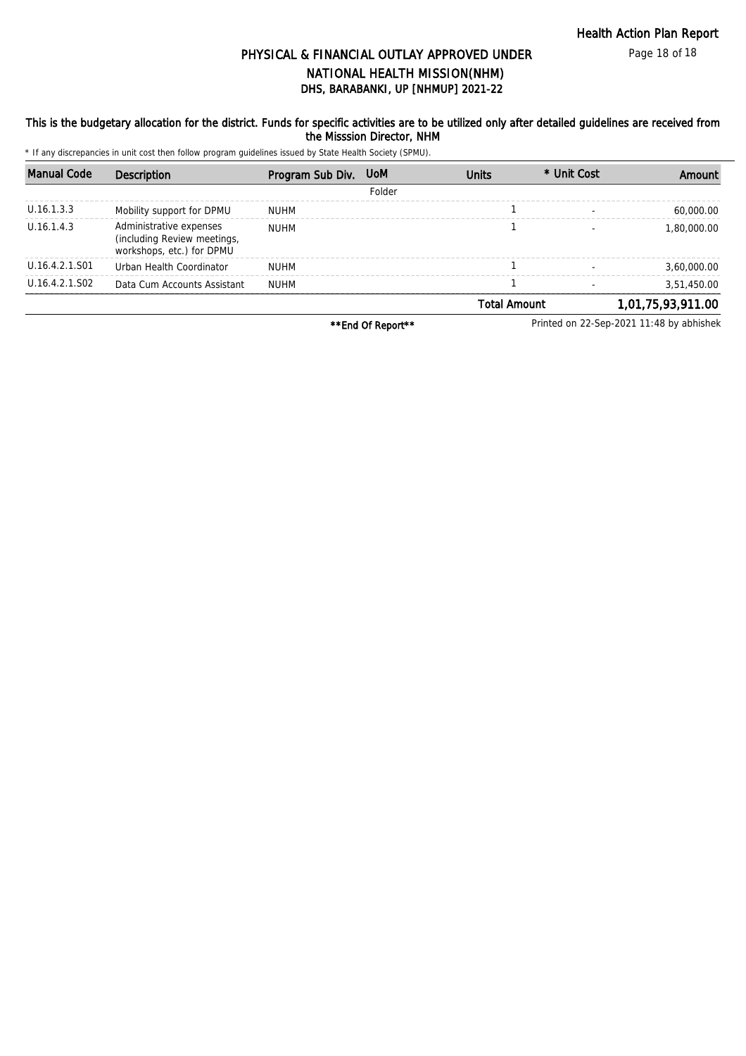This is the budgetary allocation for the district. Funds for specific activities are to be utilized only after detailed guidelines are received from the Misssion Director, NHM

* If any discrepancies in unit cost then follow program guidelines issued by State Health Society (SPMU).

| Manual Code | Description | Program Sub Div. | UoM | Units | * Unit Cost | Amount |
|---|---|---|---|---|---|---|
| | | | Folder | | | |
| U.16.1.3.3 | Mobility support for DPMU | NUHM | | 1 | - | 60,000.00 |
| U.16.1.4.3 | Administrative expenses (including Review meetings, workshops, etc.) for DPMU | NUHM | | 1 | - | 1,80,000.00 |
| U.16.4.2.1.S01 | Urban Health Coordinator | NUHM | | 1 | - | 3,60,000.00 |
| U.16.4.2.1.S02 | Data Cum Accounts Assistant | NUHM | | 1 | - | 3,51,450.00 |
| | | | | Total Amount | | **1,01,75,93,911.00** |

**End Of Report**

Printed on 22-Sep-2021 11:48 by abhishek